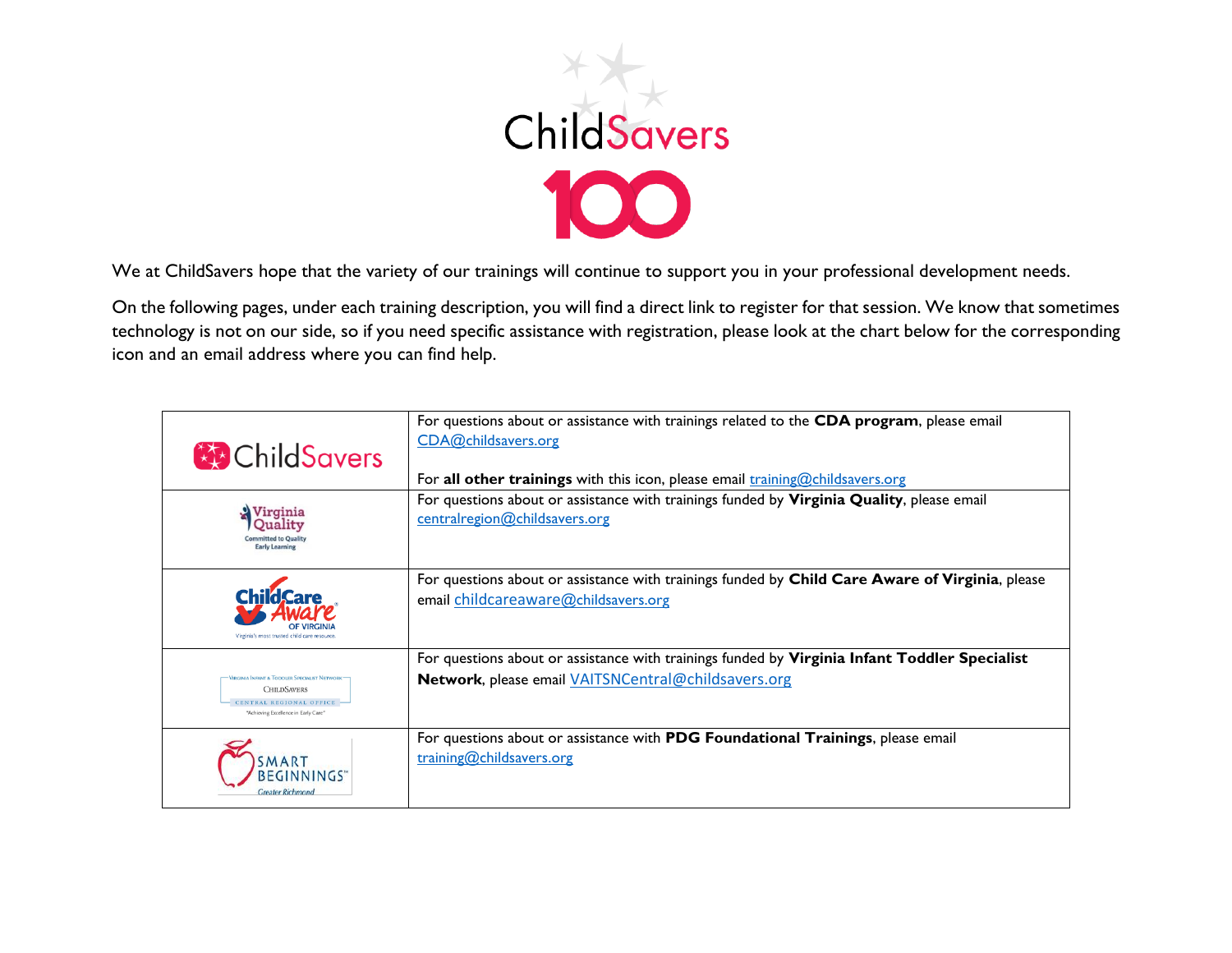ChildSavers 100

We at ChildSavers hope that the variety of our trainings will continue to support you in your professional development needs.

On the following pages, under each training description, you will find a direct link to register for that session. We know that sometimes technology is not on our side, so if you need specific assistance with registration, please look at the chart below for the corresponding icon and an email address where you can find help.

| | |
|---|---|
| ChildSavers | For questions about or assistance with trainings related to the **CDA program**, please email CDA@childsavers.org<br><br>For **all other trainings** with this icon, please email training@childsavers.org |
| Virginia Quality – Committed to Quality Early Learning | For questions about or assistance with trainings funded by **Virginia Quality**, please email centralregion@childsavers.org |
| Child Care Aware of Virginia – Virginia's most trusted child care resource. | For questions about or assistance with trainings funded by **Child Care Aware of Virginia**, please email childcareaware@childsavers.org |
| Virginia Infant & Toddler Specialist Network – ChildSavers – Central Regional Office – "Achieving Excellence in Early Care" | For questions about or assistance with trainings funded by **Virginia Infant Toddler Specialist Network**, please email VAITSNCentral@childsavers.org |
| Smart Beginnings Greater Richmond | For questions about or assistance with **PDG Foundational Trainings**, please email training@childsavers.org |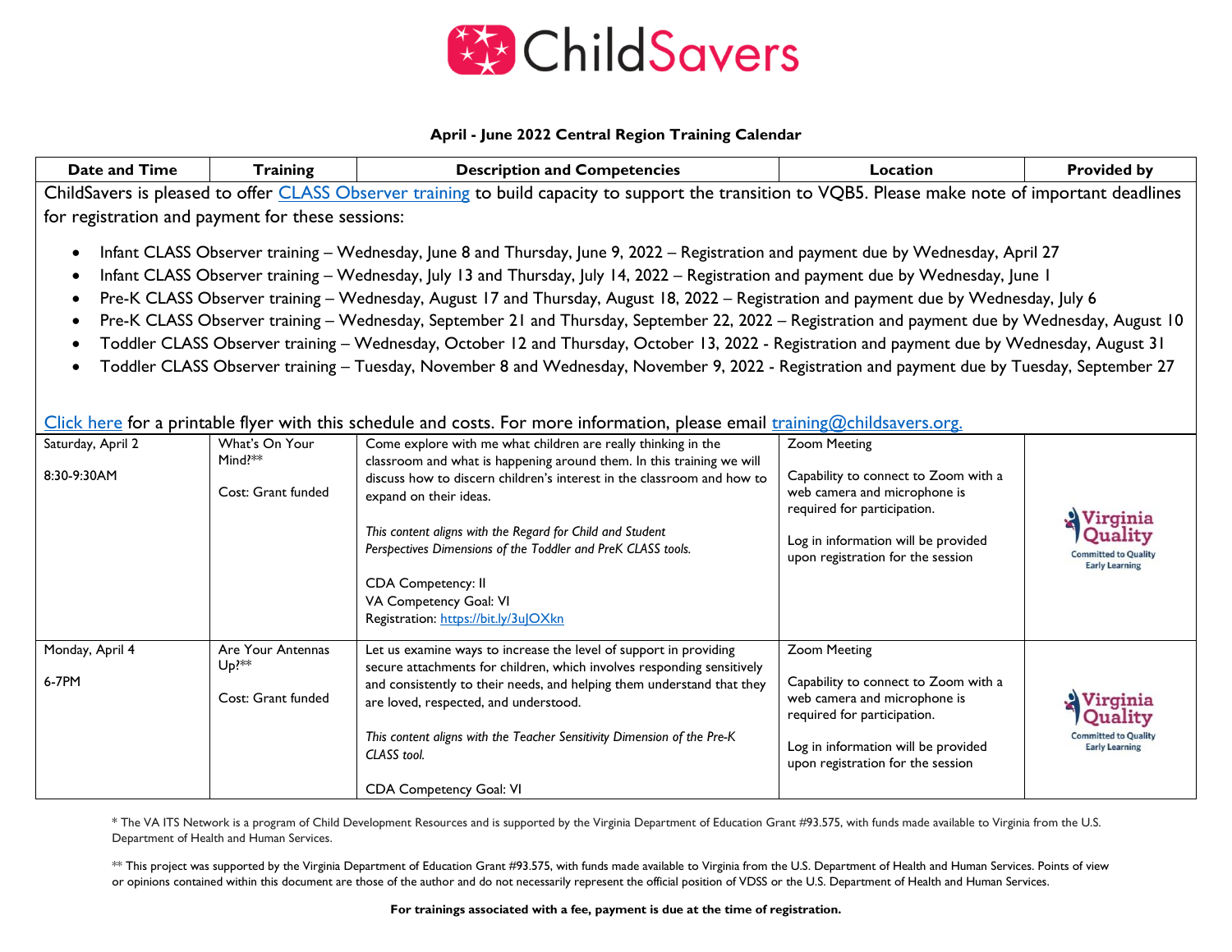ChildSavers

**April - June 2022 Central Region Training Calendar**

| Date and Time | Training | Description and Competencies | Location | Provided by |
|---|---|---|---|---|
| ChildSavers is pleased to offer CLASS Observer training to build capacity to support the transition to VQB5. Please make note of important deadlines for registration and payment for these sessions:<br><br>• Infant CLASS Observer training – Wednesday, June 8 and Thursday, June 9, 2022 – Registration and payment due by Wednesday, April 27<br>• Infant CLASS Observer training – Wednesday, July 13 and Thursday, July 14, 2022 – Registration and payment due by Wednesday, June 1<br>• Pre-K CLASS Observer training – Wednesday, August 17 and Thursday, August 18, 2022 – Registration and payment due by Wednesday, July 6<br>• Pre-K CLASS Observer training – Wednesday, September 21 and Thursday, September 22, 2022 – Registration and payment due by Wednesday, August 10<br>• Toddler CLASS Observer training – Wednesday, October 12 and Thursday, October 13, 2022 - Registration and payment due by Wednesday, August 31<br>• Toddler CLASS Observer training – Tuesday, November 8 and Wednesday, November 9, 2022 - Registration and payment due by Tuesday, September 27<br><br>Click here for a printable flyer with this schedule and costs. For more information, please email training@childsavers.org. | | | | |
| Saturday, April 2<br><br>8:30-9:30AM | What's On Your Mind?**<br><br>Cost: Grant funded | Come explore with me what children are really thinking in the classroom and what is happening around them. In this training we will discuss how to discern children's interest in the classroom and how to expand on their ideas.<br><br>*This content aligns with the Regard for Child and Student Perspectives Dimensions of the Toddler and PreK CLASS tools.*<br><br>CDA Competency: II<br>VA Competency Goal: VI<br>Registration: https://bit.ly/3uJOXkn | Zoom Meeting<br><br>Capability to connect to Zoom with a web camera and microphone is required for participation.<br><br>Log in information will be provided upon registration for the session | Virginia Quality – Committed to Quality Early Learning |
| Monday, April 4<br><br>6-7PM | Are Your Antennas Up?**<br><br>Cost: Grant funded | Let us examine ways to increase the level of support in providing secure attachments for children, which involves responding sensitively and consistently to their needs, and helping them understand that they are loved, respected, and understood.<br><br>*This content aligns with the Teacher Sensitivity Dimension of the Pre-K CLASS tool.*<br><br>CDA Competency Goal: VI | Zoom Meeting<br><br>Capability to connect to Zoom with a web camera and microphone is required for participation.<br><br>Log in information will be provided upon registration for the session | Virginia Quality – Committed to Quality Early Learning |

\* The VA ITS Network is a program of Child Development Resources and is supported by the Virginia Department of Education Grant #93.575, with funds made available to Virginia from the U.S. Department of Health and Human Services.

\** This project was supported by the Virginia Department of Education Grant #93.575, with funds made available to Virginia from the U.S. Department of Health and Human Services. Points of view or opinions contained within this document are those of the author and do not necessarily represent the official position of VDSS or the U.S. Department of Health and Human Services.

**For trainings associated with a fee, payment is due at the time of registration.**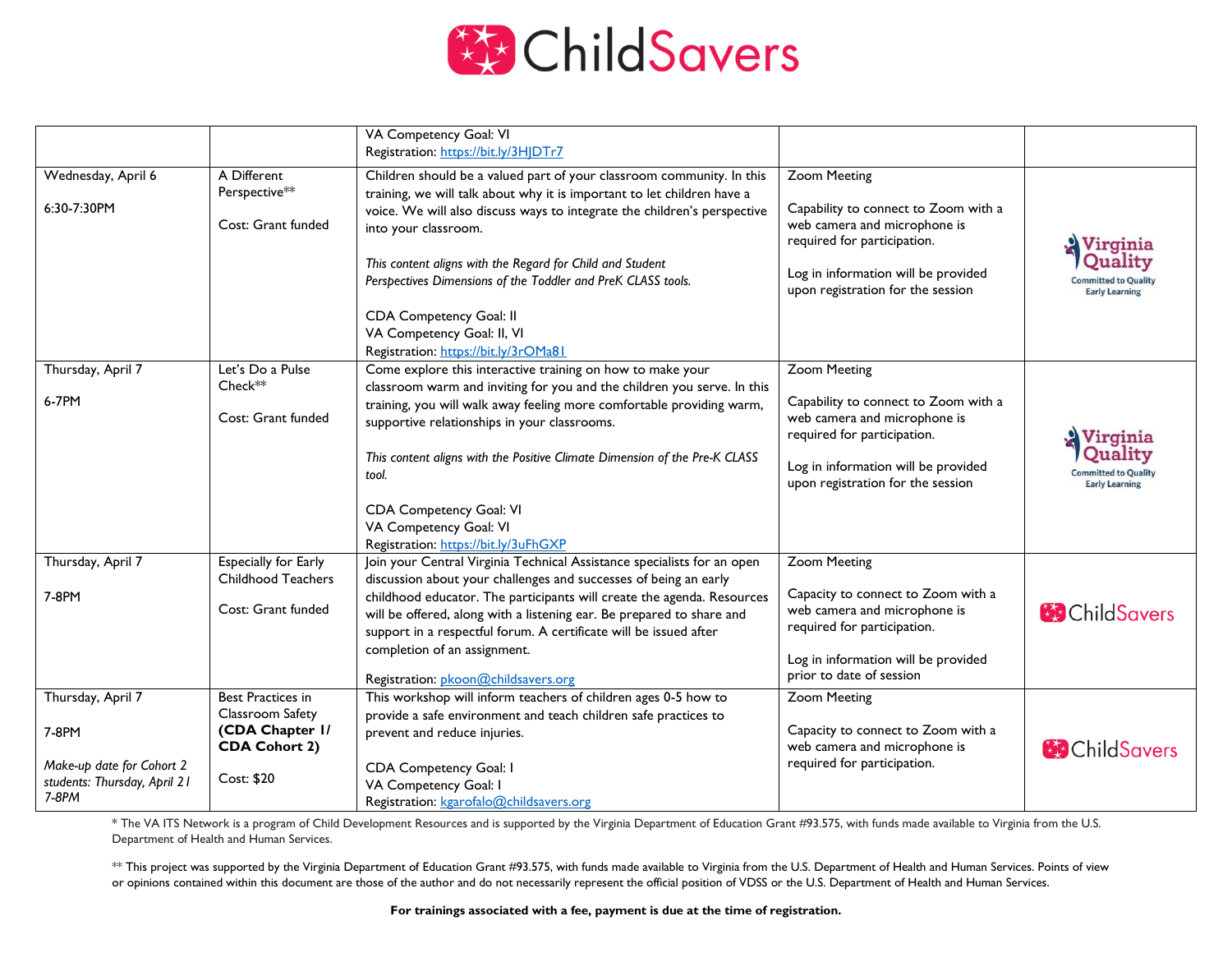# ChildSavers

| | | | | |
|---|---|---|---|---|
| | | VA Competency Goal: VI<br>Registration: https://bit.ly/3HJDTr7 | | |
| Wednesday, April 6<br><br>6:30-7:30PM | A Different Perspective**<br><br>Cost: Grant funded | Children should be a valued part of your classroom community. In this training, we will talk about why it is important to let children have a voice. We will also discuss ways to integrate the children's perspective into your classroom.<br><br>*This content aligns with the Regard for Child and Student Perspectives Dimensions of the Toddler and PreK CLASS tools.*<br><br>CDA Competency Goal: II<br>VA Competency Goal: II, VI<br>Registration: https://bit.ly/3rOMa8I | Zoom Meeting<br><br>Capability to connect to Zoom with a web camera and microphone is required for participation.<br><br>Log in information will be provided upon registration for the session | Virginia Quality Committed to Quality Early Learning |
| Thursday, April 7<br><br>6-7PM | Let's Do a Pulse Check**<br><br>Cost: Grant funded | Come explore this interactive training on how to make your classroom warm and inviting for you and the children you serve. In this training, you will walk away feeling more comfortable providing warm, supportive relationships in your classrooms.<br><br>*This content aligns with the Positive Climate Dimension of the Pre-K CLASS tool.*<br><br>CDA Competency Goal: VI<br>VA Competency Goal: VI<br>Registration: https://bit.ly/3uFhGXP | Zoom Meeting<br><br>Capability to connect to Zoom with a web camera and microphone is required for participation.<br><br>Log in information will be provided upon registration for the session | Virginia Quality Committed to Quality Early Learning |
| Thursday, April 7<br><br>7-8PM | Especially for Early Childhood Teachers<br><br>Cost: Grant funded | Join your Central Virginia Technical Assistance specialists for an open discussion about your challenges and successes of being an early childhood educator. The participants will create the agenda. Resources will be offered, along with a listening ear. Be prepared to share and support in a respectful forum. A certificate will be issued after completion of an assignment.<br><br>Registration: pkoon@childsavers.org | Zoom Meeting<br><br>Capacity to connect to Zoom with a web camera and microphone is required for participation.<br><br>Log in information will be provided prior to date of session | ChildSavers |
| Thursday, April 7<br><br>7-8PM<br><br>*Make-up date for Cohort 2 students: Thursday, April 21 7-8PM* | Best Practices in Classroom Safety **(CDA Chapter 1/ CDA Cohort 2)**<br><br>Cost: $20 | This workshop will inform teachers of children ages 0-5 how to provide a safe environment and teach children safe practices to prevent and reduce injuries.<br><br>CDA Competency Goal: I<br>VA Competency Goal: I<br>Registration: kgarofalo@childsavers.org | Zoom Meeting<br><br>Capacity to connect to Zoom with a web camera and microphone is required for participation. | ChildSavers |

* The VA ITS Network is a program of Child Development Resources and is supported by the Virginia Department of Education Grant #93.575, with funds made available to Virginia from the U.S. Department of Health and Human Services.

** This project was supported by the Virginia Department of Education Grant #93.575, with funds made available to Virginia from the U.S. Department of Health and Human Services. Points of view or opinions contained within this document are those of the author and do not necessarily represent the official position of VDSS or the U.S. Department of Health and Human Services.

**For trainings associated with a fee, payment is due at the time of registration.**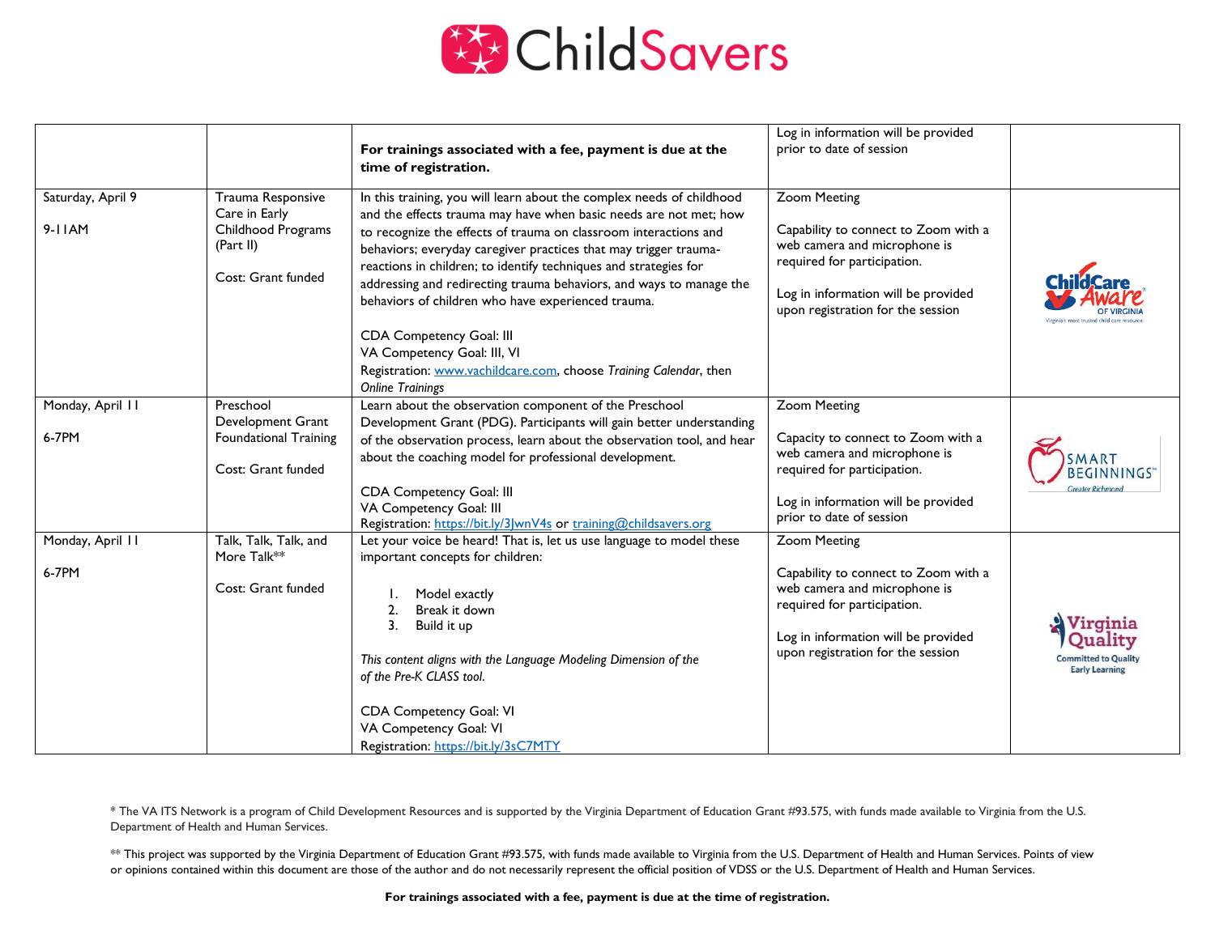| | | **For trainings associated with a fee, payment is due at the time of registration.** | Log in information will be provided prior to date of session | |
|---|---|---|---|---|
| Saturday, April 9<br><br>9-11AM | Trauma Responsive Care in Early Childhood Programs (Part II)<br><br>Cost: Grant funded | In this training, you will learn about the complex needs of childhood and the effects trauma may have when basic needs are not met; how to recognize the effects of trauma on classroom interactions and behaviors; everyday caregiver practices that may trigger trauma-reactions in children; to identify techniques and strategies for addressing and redirecting trauma behaviors, and ways to manage the behaviors of children who have experienced trauma.<br><br>CDA Competency Goal: III<br>VA Competency Goal: III, VI<br>Registration: www.vachildcare.com, choose *Training Calendar*, then *Online Trainings* | Zoom Meeting<br><br>Capability to connect to Zoom with a web camera and microphone is required for participation.<br><br>Log in information will be provided upon registration for the session | Child Care Aware OF VIRGINIA |
| Monday, April 11<br><br>6-7PM | Preschool Development Grant Foundational Training<br><br>Cost: Grant funded | Learn about the observation component of the Preschool Development Grant (PDG). Participants will gain better understanding of the observation process, learn about the observation tool, and hear about the coaching model for professional development.<br><br>CDA Competency Goal: III<br>VA Competency Goal: III<br>Registration: https://bit.ly/3JwnV4s or training@childsavers.org | Zoom Meeting<br><br>Capacity to connect to Zoom with a web camera and microphone is required for participation.<br><br>Log in information will be provided prior to date of session | SMART BEGINNINGS Greater Richmond |
| Monday, April 11<br><br>6-7PM | Talk, Talk, Talk, and More Talk**<br><br>Cost: Grant funded | Let your voice be heard! That is, let us use language to model these important concepts for children:<br><br>1. Model exactly<br>2. Break it down<br>3. Build it up<br><br>*This content aligns with the Language Modeling Dimension of the of the Pre-K CLASS tool.*<br><br>CDA Competency Goal: VI<br>VA Competency Goal: VI<br>Registration: https://bit.ly/3sC7MTY | Zoom Meeting<br><br>Capability to connect to Zoom with a web camera and microphone is required for participation.<br><br>Log in information will be provided upon registration for the session | Virginia Quality Committed to Quality Early Learning |

* The VA ITS Network is a program of Child Development Resources and is supported by the Virginia Department of Education Grant #93.575, with funds made available to Virginia from the U.S. Department of Health and Human Services.

** This project was supported by the Virginia Department of Education Grant #93.575, with funds made available to Virginia from the U.S. Department of Health and Human Services. Points of view or opinions contained within this document are those of the author and do not necessarily represent the official position of VDSS or the U.S. Department of Health and Human Services.

**For trainings associated with a fee, payment is due at the time of registration.**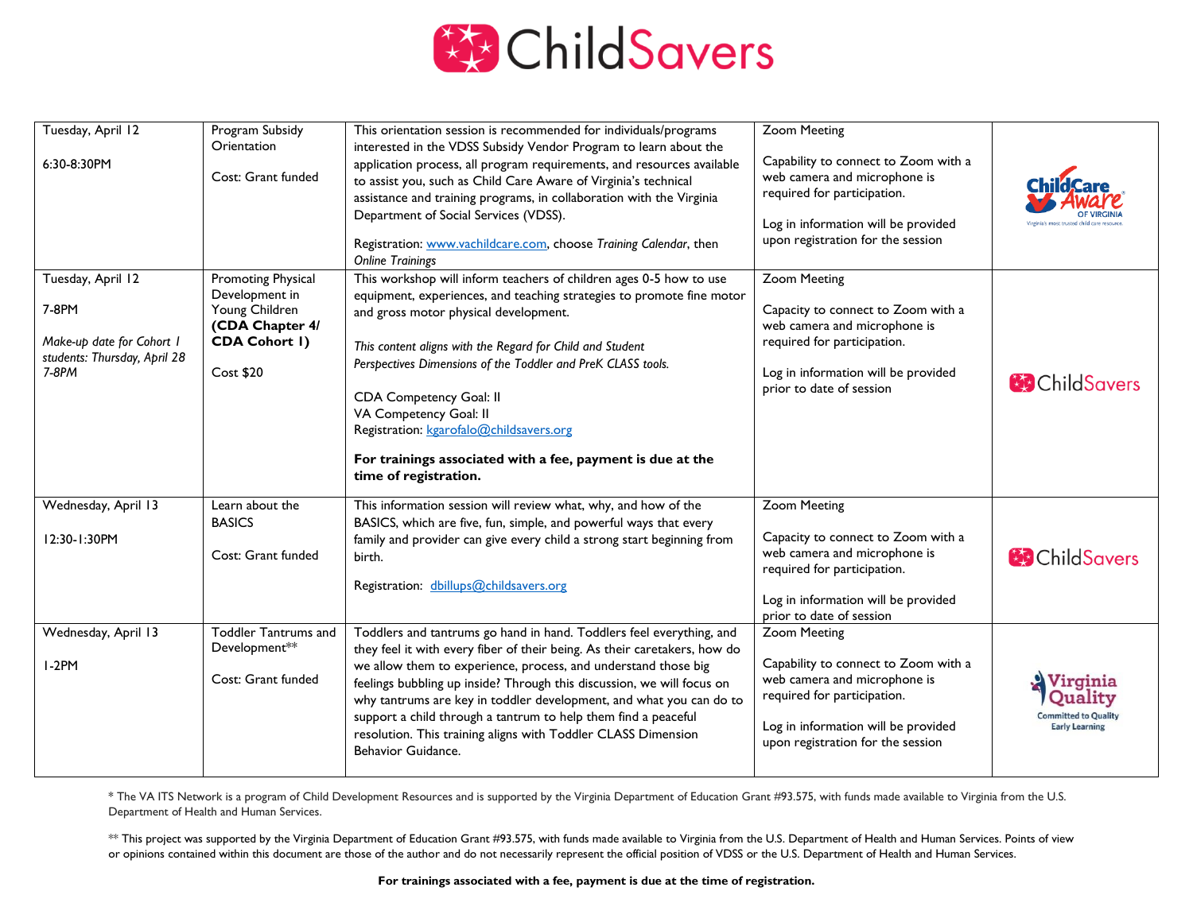| | | | | |
|---|---|---|---|---|
| Tuesday, April 12<br><br>6:30-8:30PM | Program Subsidy Orientation<br><br>Cost: Grant funded | This orientation session is recommended for individuals/programs interested in the VDSS Subsidy Vendor Program to learn about the application process, all program requirements, and resources available to assist you, such as Child Care Aware of Virginia's technical assistance and training programs, in collaboration with the Virginia Department of Social Services (VDSS).<br><br>Registration: www.vachildcare.com, choose *Training Calendar*, then *Online Trainings* | Zoom Meeting<br><br>Capability to connect to Zoom with a web camera and microphone is required for participation.<br><br>Log in information will be provided upon registration for the session | Child Care Aware OF VIRGINIA |
| Tuesday, April 12<br><br>7-8PM<br><br>*Make-up date for Cohort 1 students: Thursday, April 28 7-8PM* | Promoting Physical Development in Young Children **(CDA Chapter 4/ CDA Cohort 1)**<br><br>Cost $20 | This workshop will inform teachers of children ages 0-5 how to use equipment, experiences, and teaching strategies to promote fine motor and gross motor physical development.<br><br>*This content aligns with the Regard for Child and Student Perspectives Dimensions of the Toddler and PreK CLASS tools.*<br><br>CDA Competency Goal: II<br>VA Competency Goal: II<br>Registration: kgarofalo@childsavers.org<br><br>**For trainings associated with a fee, payment is due at the time of registration.** | Zoom Meeting<br><br>Capacity to connect to Zoom with a web camera and microphone is required for participation.<br><br>Log in information will be provided prior to date of session | ChildSavers |
| Wednesday, April 13<br><br>12:30-1:30PM | Learn about the BASICS<br><br>Cost: Grant funded | This information session will review what, why, and how of the BASICS, which are five, fun, simple, and powerful ways that every family and provider can give every child a strong start beginning from birth.<br><br>Registration: dbillups@childsavers.org | Zoom Meeting<br><br>Capacity to connect to Zoom with a web camera and microphone is required for participation.<br><br>Log in information will be provided prior to date of session | ChildSavers |
| Wednesday, April 13<br><br>1-2PM | Toddler Tantrums and Development**<br><br>Cost: Grant funded | Toddlers and tantrums go hand in hand. Toddlers feel everything, and they feel it with every fiber of their being. As their caretakers, how do we allow them to experience, process, and understand those big feelings bubbling up inside? Through this discussion, we will focus on why tantrums are key in toddler development, and what you can do to support a child through a tantrum to help them find a peaceful resolution. This training aligns with Toddler CLASS Dimension Behavior Guidance. | Zoom Meeting<br><br>Capability to connect to Zoom with a web camera and microphone is required for participation.<br><br>Log in information will be provided upon registration for the session | Virginia Quality Committed to Quality Early Learning |

* The VA ITS Network is a program of Child Development Resources and is supported by the Virginia Department of Education Grant #93.575, with funds made available to Virginia from the U.S. Department of Health and Human Services.

** This project was supported by the Virginia Department of Education Grant #93.575, with funds made available to Virginia from the U.S. Department of Health and Human Services. Points of view or opinions contained within this document are those of the author and do not necessarily represent the official position of VDSS or the U.S. Department of Health and Human Services.

**For trainings associated with a fee, payment is due at the time of registration.**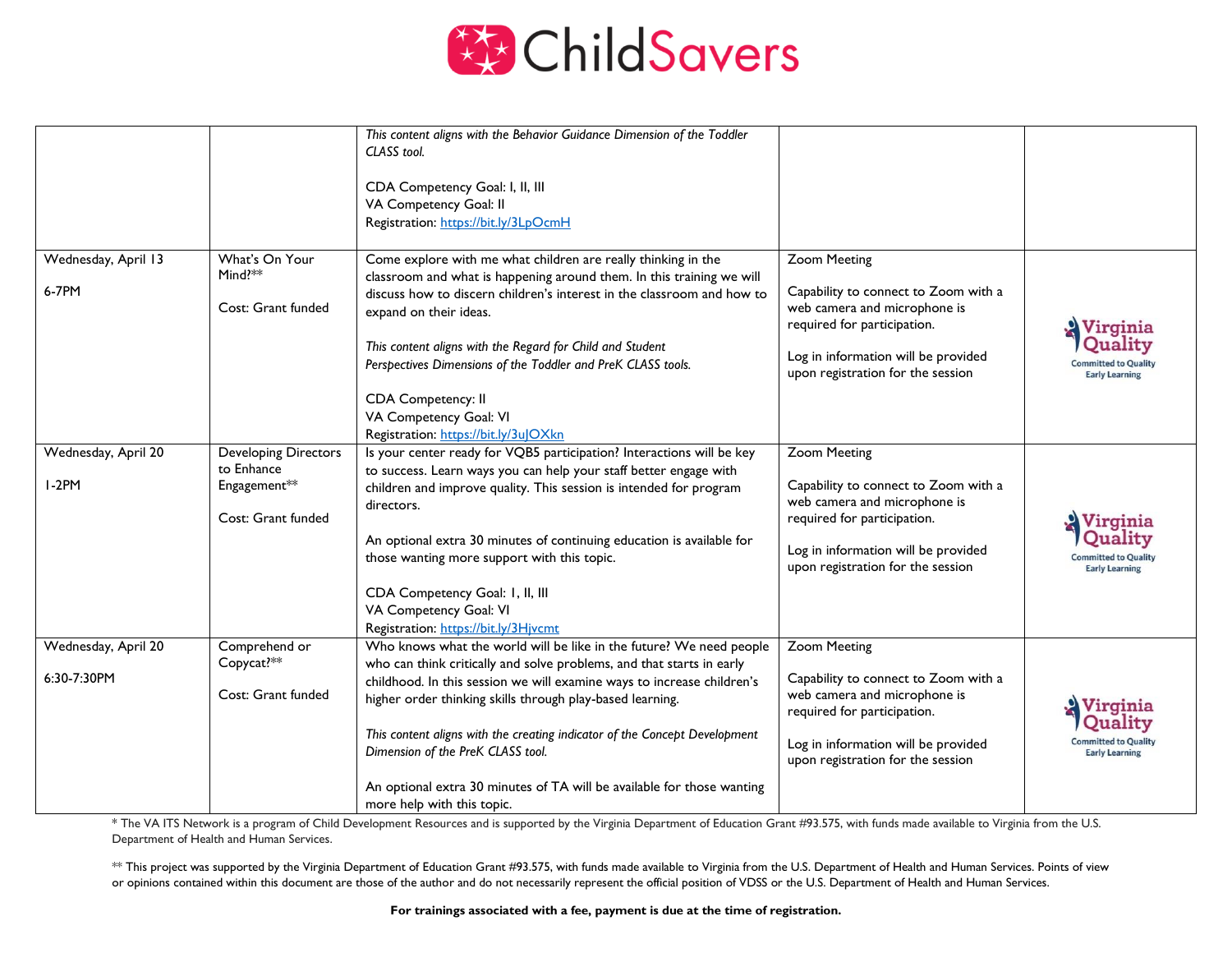| | | | | |
|---|---|---|---|---|
| | | *This content aligns with the Behavior Guidance Dimension of the Toddler CLASS tool.*<br><br>CDA Competency Goal: I, II, III<br>VA Competency Goal: II<br>Registration: https://bit.ly/3LpOcmH | | |
| Wednesday, April 13<br><br>6-7PM | What's On Your Mind?**<br><br>Cost: Grant funded | Come explore with me what children are really thinking in the classroom and what is happening around them. In this training we will discuss how to discern children's interest in the classroom and how to expand on their ideas.<br><br>*This content aligns with the Regard for Child and Student Perspectives Dimensions of the Toddler and PreK CLASS tools.*<br><br>CDA Competency: II<br>VA Competency Goal: VI<br>Registration: https://bit.ly/3uJOXkn | Zoom Meeting<br><br>Capability to connect to Zoom with a web camera and microphone is required for participation.<br><br>Log in information will be provided upon registration for the session | Virginia Quality<br>Committed to Quality Early Learning |
| Wednesday, April 20<br><br>1-2PM | Developing Directors to Enhance Engagement**<br><br>Cost: Grant funded | Is your center ready for VQB5 participation? Interactions will be key to success. Learn ways you can help your staff better engage with children and improve quality. This session is intended for program directors.<br><br>An optional extra 30 minutes of continuing education is available for those wanting more support with this topic.<br><br>CDA Competency Goal: I, II, III<br>VA Competency Goal: VI<br>Registration: https://bit.ly/3Hjvcmt | Zoom Meeting<br><br>Capability to connect to Zoom with a web camera and microphone is required for participation.<br><br>Log in information will be provided upon registration for the session | Virginia Quality<br>Committed to Quality Early Learning |
| Wednesday, April 20<br><br>6:30-7:30PM | Comprehend or Copycat?**<br><br>Cost: Grant funded | Who knows what the world will be like in the future? We need people who can think critically and solve problems, and that starts in early childhood. In this session we will examine ways to increase children's higher order thinking skills through play-based learning.<br><br>*This content aligns with the creating indicator of the Concept Development Dimension of the PreK CLASS tool.*<br><br>An optional extra 30 minutes of TA will be available for those wanting more help with this topic. | Zoom Meeting<br><br>Capability to connect to Zoom with a web camera and microphone is required for participation.<br><br>Log in information will be provided upon registration for the session | Virginia Quality<br>Committed to Quality Early Learning |

* The VA ITS Network is a program of Child Development Resources and is supported by the Virginia Department of Education Grant #93.575, with funds made available to Virginia from the U.S. Department of Health and Human Services.

** This project was supported by the Virginia Department of Education Grant #93.575, with funds made available to Virginia from the U.S. Department of Health and Human Services. Points of view or opinions contained within this document are those of the author and do not necessarily represent the official position of VDSS or the U.S. Department of Health and Human Services.

**For trainings associated with a fee, payment is due at the time of registration.**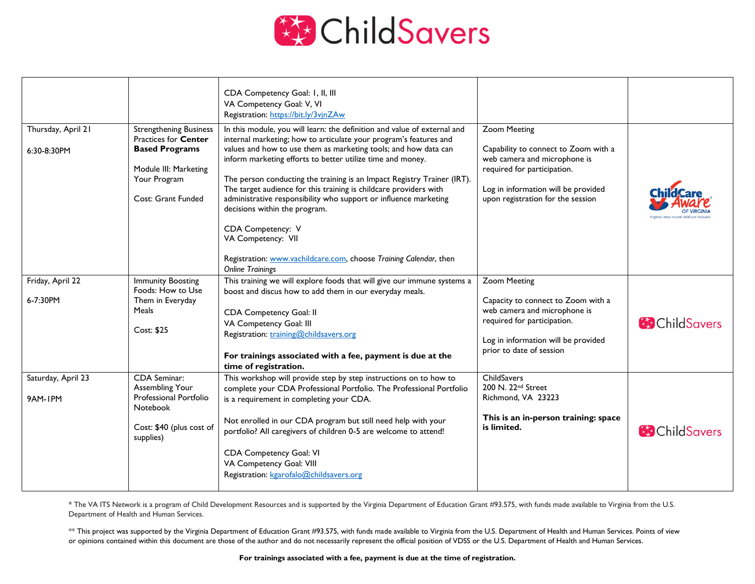| | | | | |
|---|---|---|---|---|
| | | CDA Competency Goal: I, II, III<br>VA Competency Goal: V, VI<br>Registration: https://bit.ly/3vjnZAw | | |
| Thursday, April 21<br><br>6:30-8:30PM | Strengthening Business Practices for **Center Based Programs**<br><br>Module III: Marketing Your Program<br><br>Cost: Grant Funded | In this module, you will learn: the definition and value of external and internal marketing; how to articulate your program's features and values and how to use them as marketing tools; and how data can inform marketing efforts to better utilize time and money.<br><br>The person conducting the training is an Impact Registry Trainer (IRT). The target audience for this training is childcare providers with administrative responsibility who support or influence marketing decisions within the program.<br><br>CDA Competency: V<br>VA Competency: VII<br><br>Registration: www.vachildcare.com, choose *Training Calendar*, then *Online Trainings* | Zoom Meeting<br><br>Capability to connect to Zoom with a web camera and microphone is required for participation.<br><br>Log in information will be provided upon registration for the session | Child Care Aware of Virginia |
| Friday, April 22<br><br>6-7:30PM | Immunity Boosting Foods: How to Use Them in Everyday Meals<br><br>Cost: $25 | This training we will explore foods that will give our immune systems a boost and discus how to add them in our everyday meals.<br><br>CDA Competency Goal: II<br>VA Competency Goal: III<br>Registration: training@childsavers.org<br><br>**For trainings associated with a fee, payment is due at the time of registration.** | Zoom Meeting<br><br>Capacity to connect to Zoom with a web camera and microphone is required for participation.<br><br>Log in information will be provided prior to date of session | ChildSavers |
| Saturday, April 23<br><br>9AM-1PM | CDA Seminar: Assembling Your Professional Portfolio Notebook<br><br>Cost: $40 (plus cost of supplies) | This workshop will provide step by step instructions on to how to complete your CDA Professional Portfolio. The Professional Portfolio is a requirement in completing your CDA.<br><br>Not enrolled in our CDA program but still need help with your portfolio? All caregivers of children 0-5 are welcome to attend!<br><br>CDA Competency Goal: VI<br>VA Competency Goal: VIII<br>Registration: kgarofalo@childsavers.org | ChildSavers<br>200 N. 22nd Street<br>Richmond, VA 23223<br><br>**This is an in-person training: space is limited.** | ChildSavers |

* The VA ITS Network is a program of Child Development Resources and is supported by the Virginia Department of Education Grant #93.575, with funds made available to Virginia from the U.S. Department of Health and Human Services.

** This project was supported by the Virginia Department of Education Grant #93.575, with funds made available to Virginia from the U.S. Department of Health and Human Services. Points of view or opinions contained within this document are those of the author and do not necessarily represent the official position of VDSS or the U.S. Department of Health and Human Services.

**For trainings associated with a fee, payment is due at the time of registration.**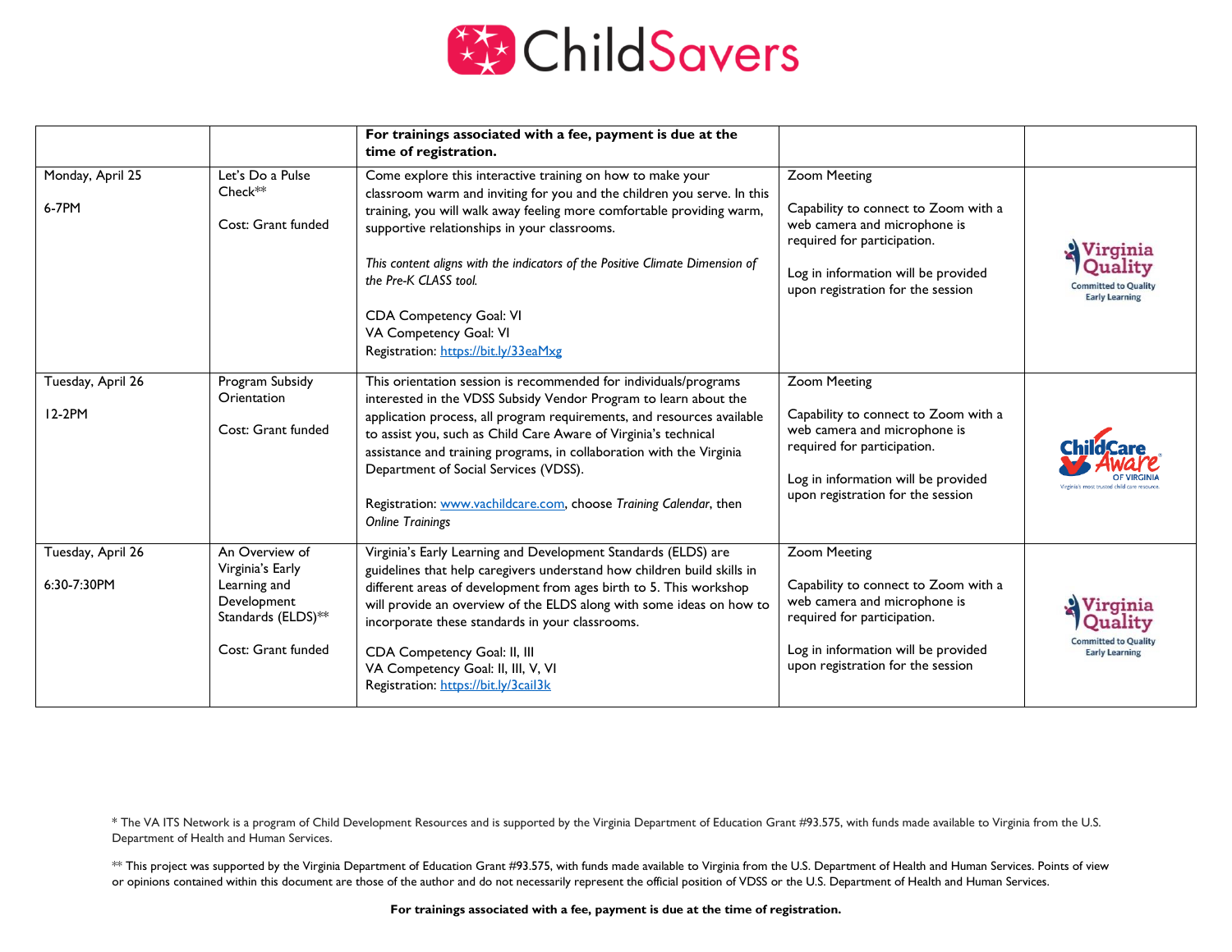| | | **For trainings associated with a fee, payment is due at the time of registration.** | | |
|---|---|---|---|---|
| Monday, April 25<br><br>6-7PM | Let's Do a Pulse Check**<br><br>Cost: Grant funded | Come explore this interactive training on how to make your classroom warm and inviting for you and the children you serve. In this training, you will walk away feeling more comfortable providing warm, supportive relationships in your classrooms.<br><br>*This content aligns with the indicators of the Positive Climate Dimension of the Pre-K CLASS tool.*<br><br>CDA Competency Goal: VI<br>VA Competency Goal: VI<br>Registration: https://bit.ly/33eaMxg | Zoom Meeting<br><br>Capability to connect to Zoom with a web camera and microphone is required for participation.<br><br>Log in information will be provided upon registration for the session | Virginia Quality Committed to Quality Early Learning |
| Tuesday, April 26<br><br>12-2PM | Program Subsidy Orientation<br><br>Cost: Grant funded | This orientation session is recommended for individuals/programs interested in the VDSS Subsidy Vendor Program to learn about the application process, all program requirements, and resources available to assist you, such as Child Care Aware of Virginia's technical assistance and training programs, in collaboration with the Virginia Department of Social Services (VDSS).<br><br>Registration: www.vachildcare.com, choose *Training Calendar*, then *Online Trainings* | Zoom Meeting<br><br>Capability to connect to Zoom with a web camera and microphone is required for participation.<br><br>Log in information will be provided upon registration for the session | Child Care Aware of Virginia |
| Tuesday, April 26<br><br>6:30-7:30PM | An Overview of Virginia's Early Learning and Development Standards (ELDS)**<br><br>Cost: Grant funded | Virginia's Early Learning and Development Standards (ELDS) are guidelines that help caregivers understand how children build skills in different areas of development from ages birth to 5. This workshop will provide an overview of the ELDS along with some ideas on how to incorporate these standards in your classrooms.<br><br>CDA Competency Goal: II, III<br>VA Competency Goal: II, III, V, VI<br>Registration: https://bit.ly/3cail3k | Zoom Meeting<br><br>Capability to connect to Zoom with a web camera and microphone is required for participation.<br><br>Log in information will be provided upon registration for the session | Virginia Quality Committed to Quality Early Learning |

* The VA ITS Network is a program of Child Development Resources and is supported by the Virginia Department of Education Grant #93.575, with funds made available to Virginia from the U.S. Department of Health and Human Services.

** This project was supported by the Virginia Department of Education Grant #93.575, with funds made available to Virginia from the U.S. Department of Health and Human Services. Points of view or opinions contained within this document are those of the author and do not necessarily represent the official position of VDSS or the U.S. Department of Health and Human Services.

**For trainings associated with a fee, payment is due at the time of registration.**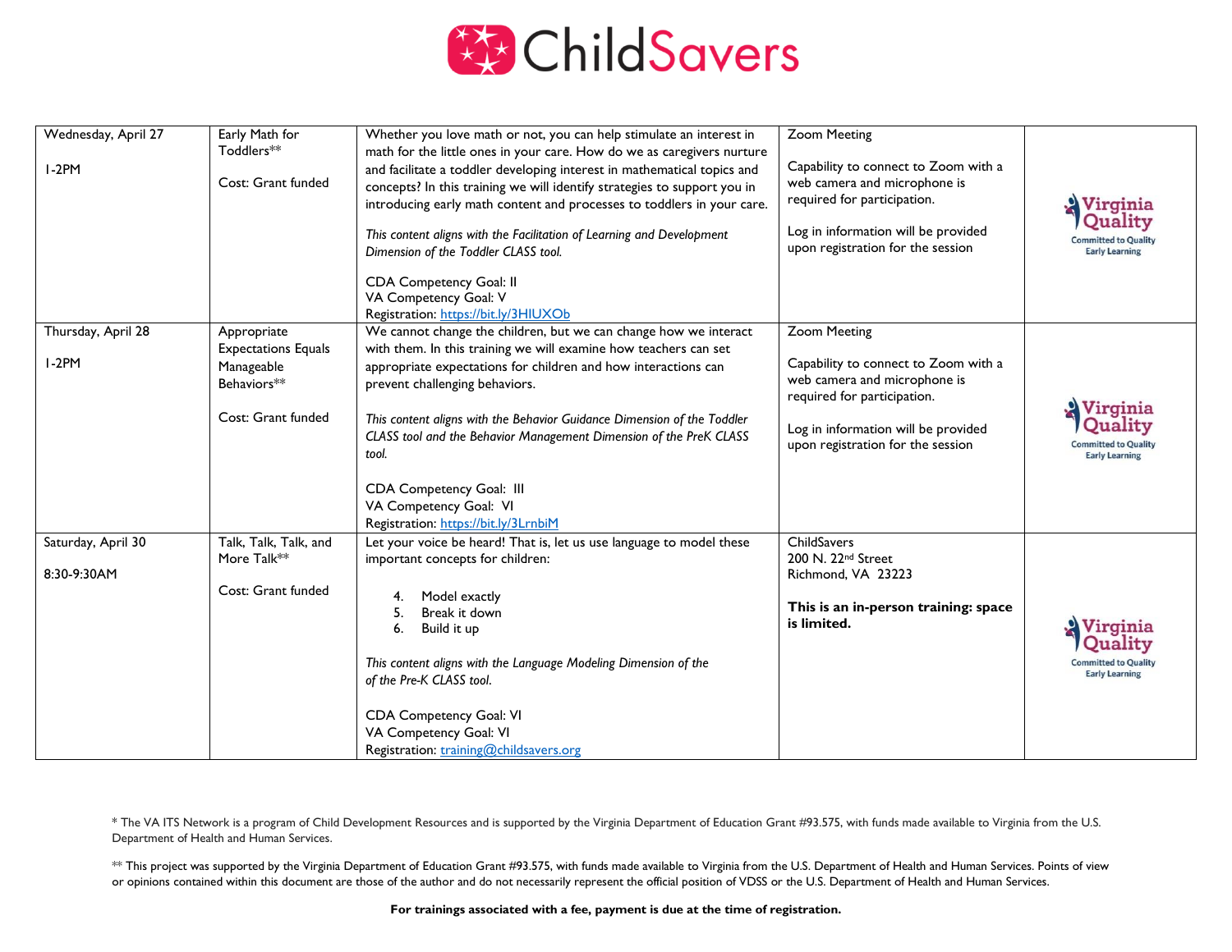# ChildSavers

| | | | | |
|---|---|---|---|---|
| Wednesday, April 27<br><br>1-2PM | Early Math for Toddlers**<br><br>Cost: Grant funded | Whether you love math or not, you can help stimulate an interest in math for the little ones in your care. How do we as caregivers nurture and facilitate a toddler developing interest in mathematical topics and concepts? In this training we will identify strategies to support you in introducing early math content and processes to toddlers in your care.<br><br>*This content aligns with the Facilitation of Learning and Development Dimension of the Toddler CLASS tool.*<br><br>CDA Competency Goal: II<br>VA Competency Goal: V<br>Registration: https://bit.ly/3HIUXOb | Zoom Meeting<br><br>Capability to connect to Zoom with a web camera and microphone is required for participation.<br><br>Log in information will be provided upon registration for the session | Virginia Quality<br>Committed to Quality Early Learning |
| Thursday, April 28<br><br>1-2PM | Appropriate Expectations Equals Manageable Behaviors**<br><br>Cost: Grant funded | We cannot change the children, but we can change how we interact with them. In this training we will examine how teachers can set appropriate expectations for children and how interactions can prevent challenging behaviors.<br><br>*This content aligns with the Behavior Guidance Dimension of the Toddler CLASS tool and the Behavior Management Dimension of the PreK CLASS tool.*<br><br>CDA Competency Goal: III<br>VA Competency Goal: VI<br>Registration: https://bit.ly/3LrnbiM | Zoom Meeting<br><br>Capability to connect to Zoom with a web camera and microphone is required for participation.<br><br>Log in information will be provided upon registration for the session | Virginia Quality<br>Committed to Quality Early Learning |
| Saturday, April 30<br><br>8:30-9:30AM | Talk, Talk, Talk, and More Talk**<br><br>Cost: Grant funded | Let your voice be heard! That is, let us use language to model these important concepts for children:<br><br>4. Model exactly<br>5. Break it down<br>6. Build it up<br><br>*This content aligns with the Language Modeling Dimension of the of the Pre-K CLASS tool.*<br><br>CDA Competency Goal: VI<br>VA Competency Goal: VI<br>Registration: training@childsavers.org | ChildSavers<br>200 N. 22nd Street<br>Richmond, VA 23223<br><br>**This is an in-person training: space is limited.** | Virginia Quality<br>Committed to Quality Early Learning |

* The VA ITS Network is a program of Child Development Resources and is supported by the Virginia Department of Education Grant #93.575, with funds made available to Virginia from the U.S. Department of Health and Human Services.

** This project was supported by the Virginia Department of Education Grant #93.575, with funds made available to Virginia from the U.S. Department of Health and Human Services. Points of view or opinions contained within this document are those of the author and do not necessarily represent the official position of VDSS or the U.S. Department of Health and Human Services.

**For trainings associated with a fee, payment is due at the time of registration.**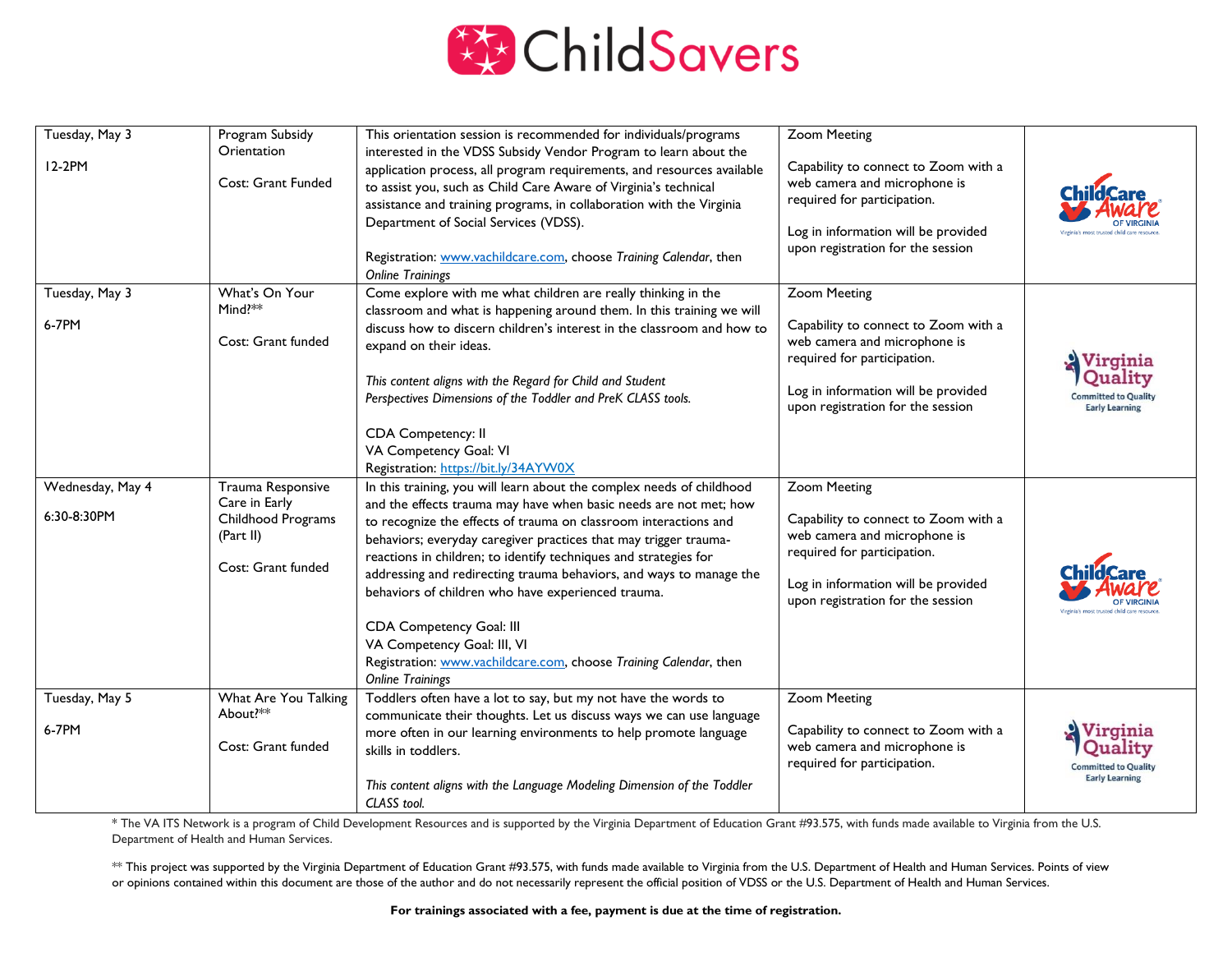# ChildSavers

| | | | | |
|---|---|---|---|---|
| Tuesday, May 3<br><br>12-2PM | Program Subsidy Orientation<br><br>Cost: Grant Funded | This orientation session is recommended for individuals/programs interested in the VDSS Subsidy Vendor Program to learn about the application process, all program requirements, and resources available to assist you, such as Child Care Aware of Virginia's technical assistance and training programs, in collaboration with the Virginia Department of Social Services (VDSS).<br><br>Registration: www.vachildcare.com, choose *Training Calendar*, then *Online Trainings* | Zoom Meeting<br><br>Capability to connect to Zoom with a web camera and microphone is required for participation.<br><br>Log in information will be provided upon registration for the session | Child Care Aware of Virginia |
| Tuesday, May 3<br><br>6-7PM | What's On Your Mind?**<br><br>Cost: Grant funded | Come explore with me what children are really thinking in the classroom and what is happening around them. In this training we will discuss how to discern children's interest in the classroom and how to expand on their ideas.<br><br>*This content aligns with the Regard for Child and Student Perspectives Dimensions of the Toddler and PreK CLASS tools.*<br><br>CDA Competency: II<br>VA Competency Goal: VI<br>Registration: https://bit.ly/34AYW0X | Zoom Meeting<br><br>Capability to connect to Zoom with a web camera and microphone is required for participation.<br><br>Log in information will be provided upon registration for the session | Virginia Quality |
| Wednesday, May 4<br><br>6:30-8:30PM | Trauma Responsive Care in Early Childhood Programs (Part II)<br><br>Cost: Grant funded | In this training, you will learn about the complex needs of childhood and the effects trauma may have when basic needs are not met; how to recognize the effects of trauma on classroom interactions and behaviors; everyday caregiver practices that may trigger trauma-reactions in children; to identify techniques and strategies for addressing and redirecting trauma behaviors, and ways to manage the behaviors of children who have experienced trauma.<br><br>CDA Competency Goal: III<br>VA Competency Goal: III, VI<br>Registration: www.vachildcare.com, choose *Training Calendar*, then *Online Trainings* | Zoom Meeting<br><br>Capability to connect to Zoom with a web camera and microphone is required for participation.<br><br>Log in information will be provided upon registration for the session | Child Care Aware of Virginia |
| Tuesday, May 5<br><br>6-7PM | What Are You Talking About?**<br><br>Cost: Grant funded | Toddlers often have a lot to say, but my not have the words to communicate their thoughts. Let us discuss ways we can use language more often in our learning environments to help promote language skills in toddlers.<br><br>*This content aligns with the Language Modeling Dimension of the Toddler CLASS tool.* | Zoom Meeting<br><br>Capability to connect to Zoom with a web camera and microphone is required for participation. | Virginia Quality |

* The VA ITS Network is a program of Child Development Resources and is supported by the Virginia Department of Education Grant #93.575, with funds made available to Virginia from the U.S. Department of Health and Human Services.

** This project was supported by the Virginia Department of Education Grant #93.575, with funds made available to Virginia from the U.S. Department of Health and Human Services. Points of view or opinions contained within this document are those of the author and do not necessarily represent the official position of VDSS or the U.S. Department of Health and Human Services.

**For trainings associated with a fee, payment is due at the time of registration.**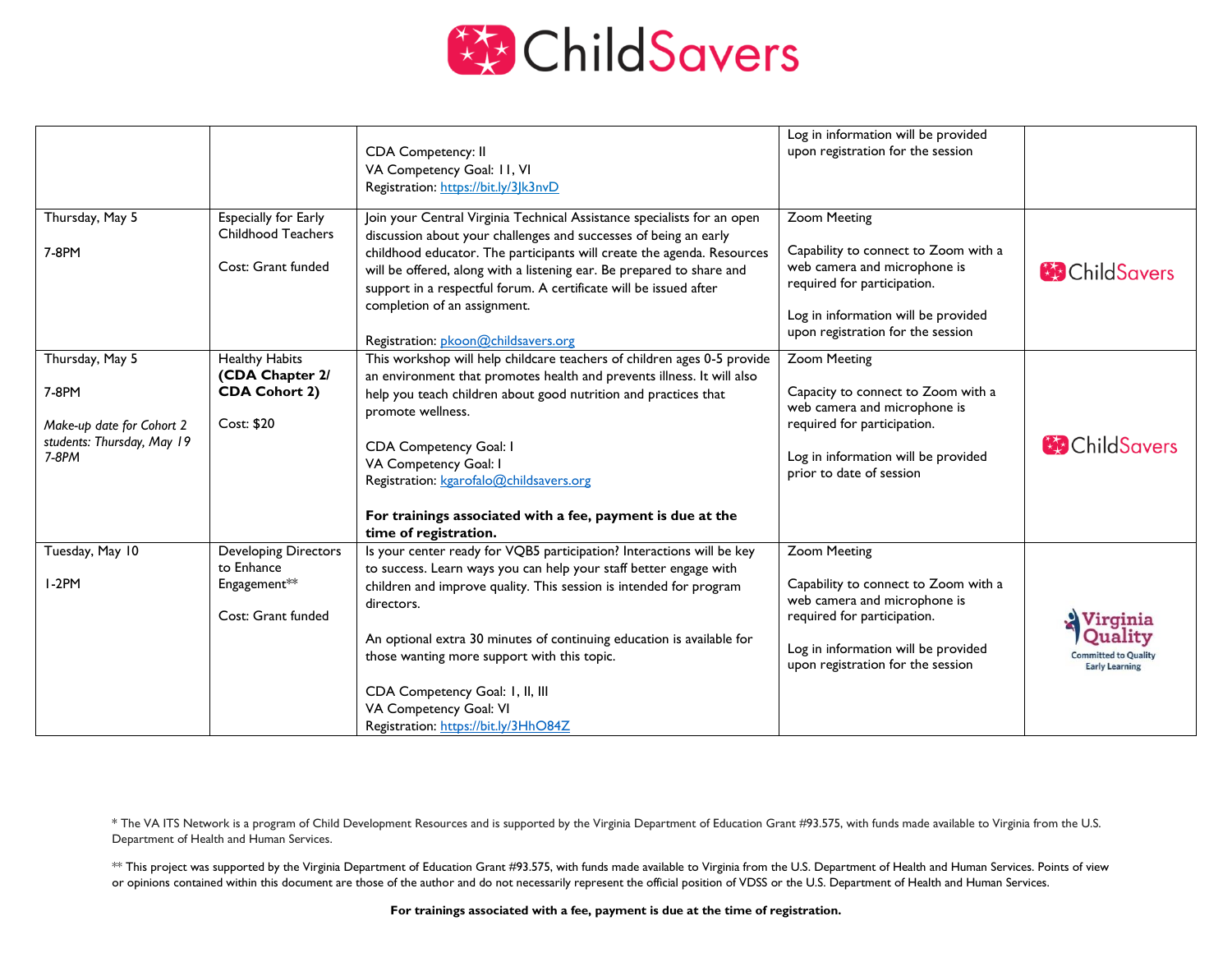| | | | | |
|---|---|---|---|---|
| | | CDA Competency: II<br>VA Competency Goal: 11, VI<br>Registration: https://bit.ly/3Jk3nvD | Log in information will be provided upon registration for the session | |
| Thursday, May 5<br><br>7-8PM | Especially for Early Childhood Teachers<br><br>Cost: Grant funded | Join your Central Virginia Technical Assistance specialists for an open discussion about your challenges and successes of being an early childhood educator. The participants will create the agenda. Resources will be offered, along with a listening ear. Be prepared to share and support in a respectful forum. A certificate will be issued after completion of an assignment.<br><br>Registration: pkoon@childsavers.org | Zoom Meeting<br><br>Capability to connect to Zoom with a web camera and microphone is required for participation.<br><br>Log in information will be provided upon registration for the session | ChildSavers |
| Thursday, May 5<br><br>7-8PM<br><br>*Make-up date for Cohort 2 students: Thursday, May 19 7-8PM* | Healthy Habits **(CDA Chapter 2/ CDA Cohort 2)**<br><br>Cost: $20 | This workshop will help childcare teachers of children ages 0-5 provide an environment that promotes health and prevents illness. It will also help you teach children about good nutrition and practices that promote wellness.<br><br>CDA Competency Goal: I<br>VA Competency Goal: I<br>Registration: kgarofalo@childsavers.org<br><br>**For trainings associated with a fee, payment is due at the time of registration.** | Zoom Meeting<br><br>Capacity to connect to Zoom with a web camera and microphone is required for participation.<br><br>Log in information will be provided prior to date of session | ChildSavers |
| Tuesday, May 10<br><br>1-2PM | Developing Directors to Enhance Engagement**<br><br>Cost: Grant funded | Is your center ready for VQB5 participation? Interactions will be key to success. Learn ways you can help your staff better engage with children and improve quality. This session is intended for program directors.<br><br>An optional extra 30 minutes of continuing education is available for those wanting more support with this topic.<br><br>CDA Competency Goal: I, II, III<br>VA Competency Goal: VI<br>Registration: https://bit.ly/3HhO84Z | Zoom Meeting<br><br>Capability to connect to Zoom with a web camera and microphone is required for participation.<br><br>Log in information will be provided upon registration for the session | Virginia Quality – Committed to Quality Early Learning |

* The VA ITS Network is a program of Child Development Resources and is supported by the Virginia Department of Education Grant #93.575, with funds made available to Virginia from the U.S. Department of Health and Human Services.

** This project was supported by the Virginia Department of Education Grant #93.575, with funds made available to Virginia from the U.S. Department of Health and Human Services. Points of view or opinions contained within this document are those of the author and do not necessarily represent the official position of VDSS or the U.S. Department of Health and Human Services.

**For trainings associated with a fee, payment is due at the time of registration.**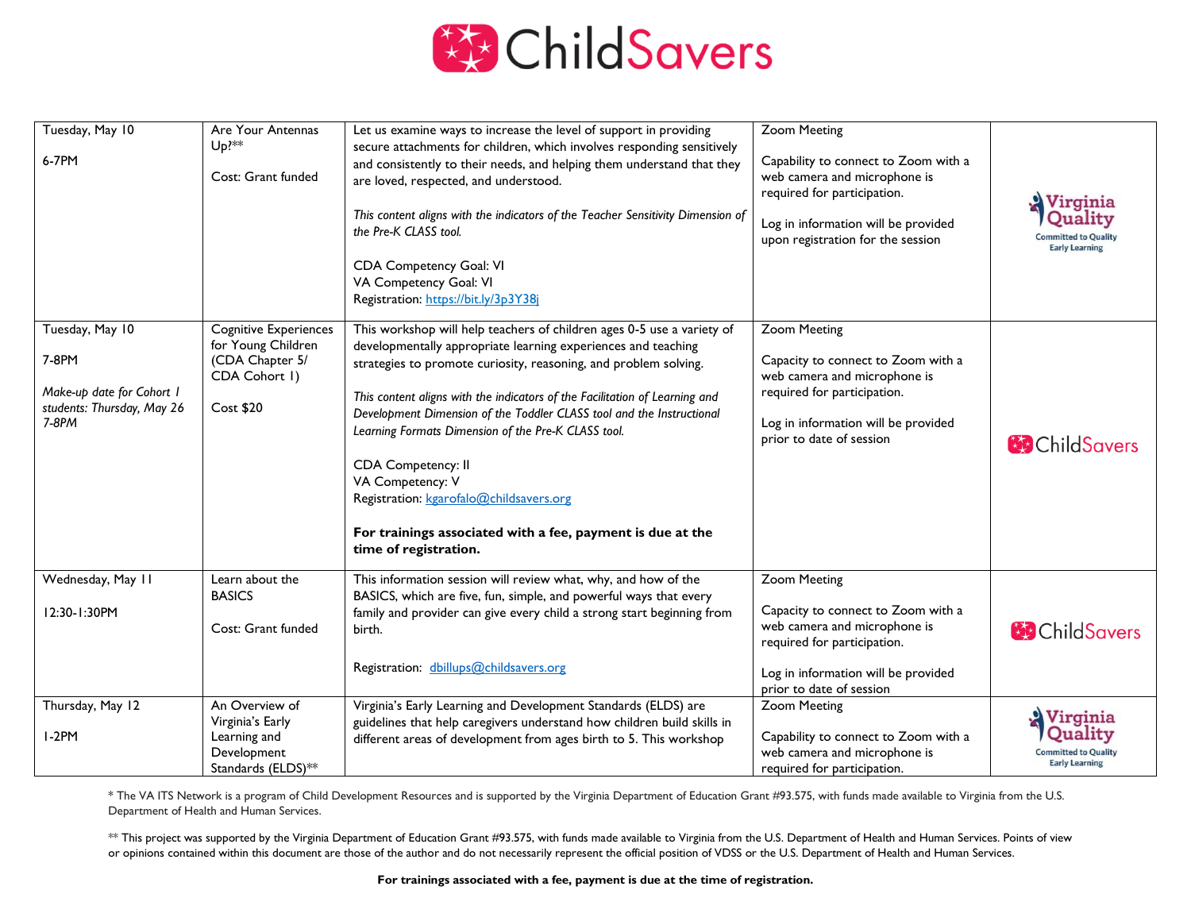# ChildSavers

| Date/Time | Training | Description | Location | Sponsor |
|---|---|---|---|---|
| Tuesday, May 10<br><br>6-7PM | Are Your Antennas Up?**<br><br>Cost: Grant funded | Let us examine ways to increase the level of support in providing secure attachments for children, which involves responding sensitively and consistently to their needs, and helping them understand that they are loved, respected, and understood.<br><br>*This content aligns with the indicators of the Teacher Sensitivity Dimension of the Pre-K CLASS tool.*<br><br>CDA Competency Goal: VI<br>VA Competency Goal: VI<br>Registration: https://bit.ly/3p3Y38j | Zoom Meeting<br><br>Capability to connect to Zoom with a web camera and microphone is required for participation.<br><br>Log in information will be provided upon registration for the session | Virginia Quality – Committed to Quality Early Learning |
| Tuesday, May 10<br><br>7-8PM<br><br>*Make-up date for Cohort 1 students: Thursday, May 26 7-8PM* | Cognitive Experiences for Young Children (CDA Chapter 5/ CDA Cohort 1)<br><br>Cost $20 | This workshop will help teachers of children ages 0-5 use a variety of developmentally appropriate learning experiences and teaching strategies to promote curiosity, reasoning, and problem solving.<br><br>*This content aligns with the indicators of the Facilitation of Learning and Development Dimension of the Toddler CLASS tool and the Instructional Learning Formats Dimension of the Pre-K CLASS tool.*<br><br>CDA Competency: II<br>VA Competency: V<br>Registration: kgarofalo@childsavers.org<br><br>**For trainings associated with a fee, payment is due at the time of registration.** | Zoom Meeting<br><br>Capacity to connect to Zoom with a web camera and microphone is required for participation.<br><br>Log in information will be provided prior to date of session | ChildSavers |
| Wednesday, May 11<br><br>12:30-1:30PM | Learn about the BASICS<br><br>Cost: Grant funded | This information session will review what, why, and how of the BASICS, which are five, fun, simple, and powerful ways that every family and provider can give every child a strong start beginning from birth.<br><br>Registration: dbillups@childsavers.org | Zoom Meeting<br><br>Capacity to connect to Zoom with a web camera and microphone is required for participation.<br><br>Log in information will be provided prior to date of session | ChildSavers |
| Thursday, May 12<br><br>1-2PM | An Overview of Virginia's Early Learning and Development Standards (ELDS)** | Virginia's Early Learning and Development Standards (ELDS) are guidelines that help caregivers understand how children build skills in different areas of development from ages birth to 5. This workshop | Zoom Meeting<br><br>Capability to connect to Zoom with a web camera and microphone is required for participation. | Virginia Quality – Committed to Quality Early Learning |

* The VA ITS Network is a program of Child Development Resources and is supported by the Virginia Department of Education Grant #93.575, with funds made available to Virginia from the U.S. Department of Health and Human Services.

** This project was supported by the Virginia Department of Education Grant #93.575, with funds made available to Virginia from the U.S. Department of Health and Human Services. Points of view or opinions contained within this document are those of the author and do not necessarily represent the official position of VDSS or the U.S. Department of Health and Human Services.

**For trainings associated with a fee, payment is due at the time of registration.**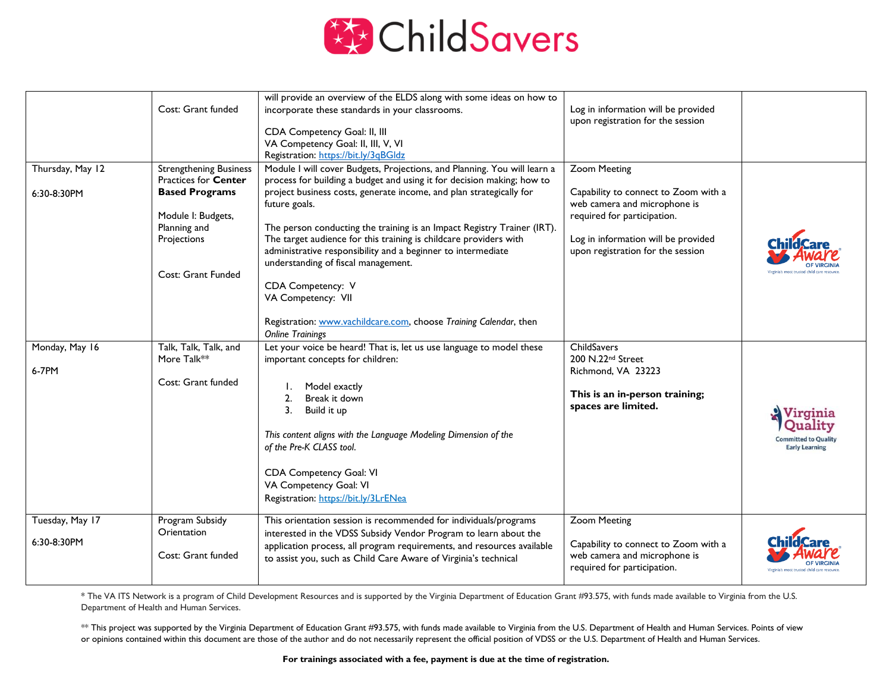| | | | | |
|---|---|---|---|---|
| | Cost: Grant funded | will provide an overview of the ELDS along with some ideas on how to incorporate these standards in your classrooms.<br><br>CDA Competency Goal: II, III<br>VA Competency Goal: II, III, V, VI<br>Registration: https://bit.ly/3qBGldz | Log in information will be provided upon registration for the session | |
| Thursday, May 12<br><br>6:30-8:30PM | Strengthening Business Practices for **Center Based Programs**<br><br>Module I: Budgets, Planning and Projections<br><br>Cost: Grant Funded | Module I will cover Budgets, Projections, and Planning. You will learn a process for building a budget and using it for decision making; how to project business costs, generate income, and plan strategically for future goals.<br><br>The person conducting the training is an Impact Registry Trainer (IRT). The target audience for this training is childcare providers with administrative responsibility and a beginner to intermediate understanding of fiscal management.<br><br>CDA Competency: V<br>VA Competency: VII<br><br>Registration: www.vachildcare.com, choose *Training Calendar*, then *Online Trainings* | Zoom Meeting<br><br>Capability to connect to Zoom with a web camera and microphone is required for participation.<br><br>Log in information will be provided upon registration for the session | ChildCare Aware of Virginia |
| Monday, May 16<br><br>6-7PM | Talk, Talk, Talk, and More Talk**<br><br>Cost: Grant funded | Let your voice be heard! That is, let us use language to model these important concepts for children:<br><br>1. Model exactly<br>2. Break it down<br>3. Build it up<br><br>*This content aligns with the Language Modeling Dimension of the of the Pre-K CLASS tool.*<br><br>CDA Competency Goal: VI<br>VA Competency Goal: VI<br>Registration: https://bit.ly/3LrENea | ChildSavers<br>200 N.22nd Street<br>Richmond, VA 23223<br><br>**This is an in-person training; spaces are limited.** | Virginia Quality |
| Tuesday, May 17<br><br>6:30-8:30PM | Program Subsidy Orientation<br><br>Cost: Grant funded | This orientation session is recommended for individuals/programs interested in the VDSS Subsidy Vendor Program to learn about the application process, all program requirements, and resources available to assist you, such as Child Care Aware of Virginia's technical | Zoom Meeting<br><br>Capability to connect to Zoom with a web camera and microphone is required for participation. | ChildCare Aware of Virginia |

* The VA ITS Network is a program of Child Development Resources and is supported by the Virginia Department of Education Grant #93.575, with funds made available to Virginia from the U.S. Department of Health and Human Services.

** This project was supported by the Virginia Department of Education Grant #93.575, with funds made available to Virginia from the U.S. Department of Health and Human Services. Points of view or opinions contained within this document are those of the author and do not necessarily represent the official position of VDSS or the U.S. Department of Health and Human Services.

**For trainings associated with a fee, payment is due at the time of registration.**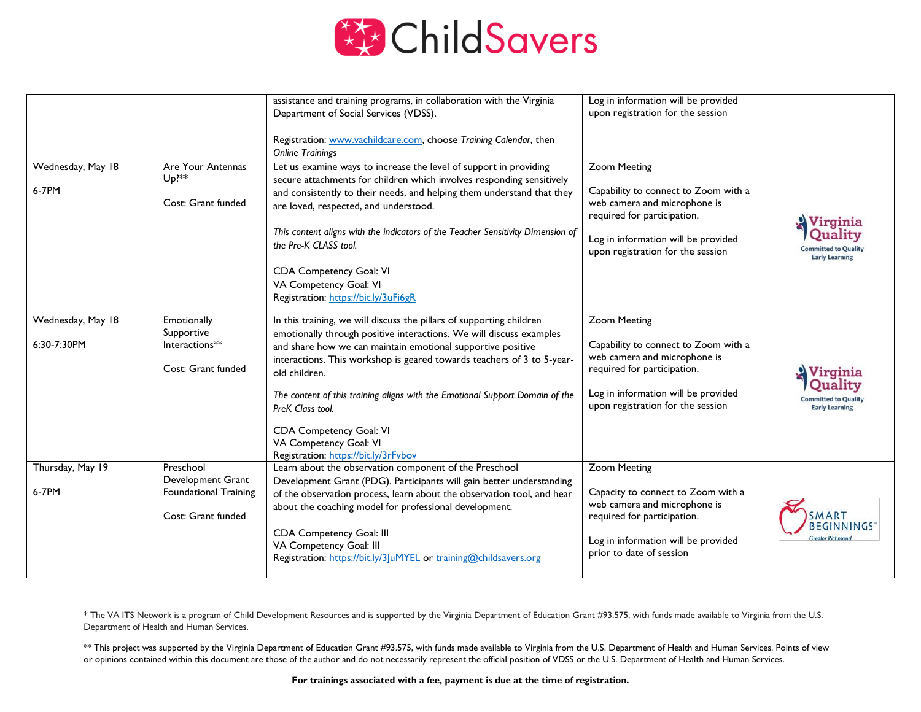| | | | | |
|---|---|---|---|---|
| | | assistance and training programs, in collaboration with the Virginia Department of Social Services (VDSS).<br><br>Registration: www.vachildcare.com, choose *Training Calendar*, then *Online Trainings* | Log in information will be provided upon registration for the session | |
| Wednesday, May 18<br><br>6-7PM | Are Your Antennas Up?**<br><br>Cost: Grant funded | Let us examine ways to increase the level of support in providing secure attachments for children which involves responding sensitively and consistently to their needs, and helping them understand that they are loved, respected, and understood.<br><br>*This content aligns with the indicators of the Teacher Sensitivity Dimension of the Pre-K CLASS tool.*<br><br>CDA Competency Goal: VI<br>VA Competency Goal: VI<br>Registration: https://bit.ly/3uFi6gR | Zoom Meeting<br><br>Capability to connect to Zoom with a web camera and microphone is required for participation.<br><br>Log in information will be provided upon registration for the session | Virginia Quality Committed to Quality Early Learning |
| Wednesday, May 18<br><br>6:30-7:30PM | Emotionally Supportive Interactions**<br><br>Cost: Grant funded | In this training, we will discuss the pillars of supporting children emotionally through positive interactions. We will discuss examples and share how we can maintain emotional supportive positive interactions. This workshop is geared towards teachers of 3 to 5-year-old children.<br><br>*The content of this training aligns with the Emotional Support Domain of the PreK Class tool.*<br><br>CDA Competency Goal: VI<br>VA Competency Goal: VI<br>Registration: https://bit.ly/3rFvbov | Zoom Meeting<br><br>Capability to connect to Zoom with a web camera and microphone is required for participation.<br><br>Log in information will be provided upon registration for the session | Virginia Quality Committed to Quality Early Learning |
| Thursday, May 19<br><br>6-7PM | Preschool Development Grant Foundational Training<br><br>Cost: Grant funded | Learn about the observation component of the Preschool Development Grant (PDG). Participants will gain better understanding of the observation process, learn about the observation tool, and hear about the coaching model for professional development.<br><br>CDA Competency Goal: III<br>VA Competency Goal: III<br>Registration: https://bit.ly/3JuMYEL or training@childsavers.org | Zoom Meeting<br><br>Capacity to connect to Zoom with a web camera and microphone is required for participation.<br><br>Log in information will be provided prior to date of session | SMART BEGINNINGS Greater Richmond |

* The VA ITS Network is a program of Child Development Resources and is supported by the Virginia Department of Education Grant #93.575, with funds made available to Virginia from the U.S. Department of Health and Human Services.

** This project was supported by the Virginia Department of Education Grant #93.575, with funds made available to Virginia from the U.S. Department of Health and Human Services. Points of view or opinions contained within this document are those of the author and do not necessarily represent the official position of VDSS or the U.S. Department of Health and Human Services.

**For trainings associated with a fee, payment is due at the time of registration.**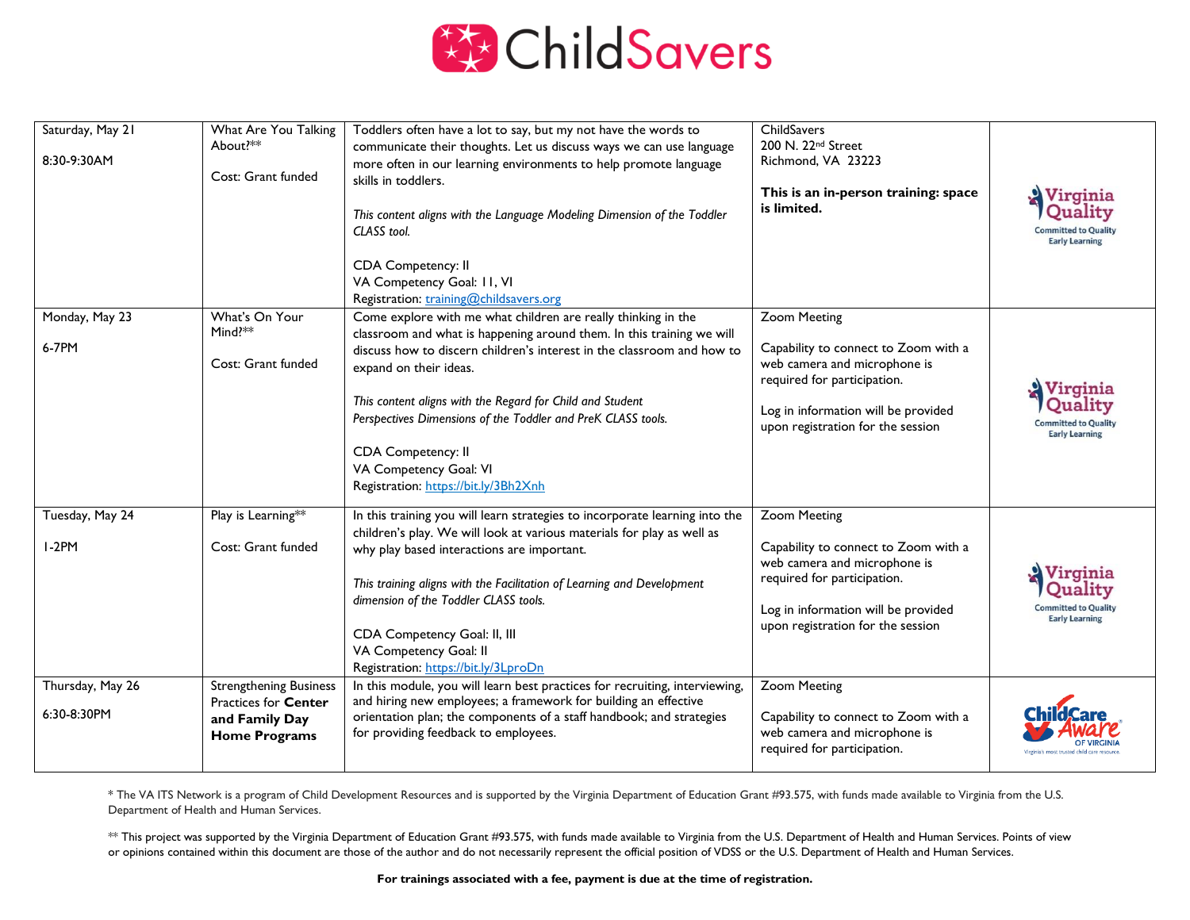ChildSavers

| Date/Time | Title/Cost | Description | Location | Sponsor |
|---|---|---|---|---|
| Saturday, May 21<br><br>8:30-9:30AM | What Are You Talking About?**<br><br>Cost: Grant funded | Toddlers often have a lot to say, but my not have the words to communicate their thoughts. Let us discuss ways we can use language more often in our learning environments to help promote language skills in toddlers.<br><br>*This content aligns with the Language Modeling Dimension of the Toddler CLASS tool.*<br><br>CDA Competency: II<br>VA Competency Goal: 11, VI<br>Registration: training@childsavers.org | ChildSavers<br>200 N. 22nd Street<br>Richmond, VA 23223<br><br>**This is an in-person training: space is limited.** | Virginia Quality Committed to Quality Early Learning |
| Monday, May 23<br><br>6-7PM | What's On Your Mind?**<br><br>Cost: Grant funded | Come explore with me what children are really thinking in the classroom and what is happening around them. In this training we will discuss how to discern children's interest in the classroom and how to expand on their ideas.<br><br>*This content aligns with the Regard for Child and Student Perspectives Dimensions of the Toddler and PreK CLASS tools.*<br><br>CDA Competency: II<br>VA Competency Goal: VI<br>Registration: https://bit.ly/3Bh2Xnh | Zoom Meeting<br><br>Capability to connect to Zoom with a web camera and microphone is required for participation.<br><br>Log in information will be provided upon registration for the session | Virginia Quality Committed to Quality Early Learning |
| Tuesday, May 24<br><br>1-2PM | Play is Learning**<br><br>Cost: Grant funded | In this training you will learn strategies to incorporate learning into the children's play. We will look at various materials for play as well as why play based interactions are important.<br><br>*This training aligns with the Facilitation of Learning and Development dimension of the Toddler CLASS tools.*<br><br>CDA Competency Goal: II, III<br>VA Competency Goal: II<br>Registration: https://bit.ly/3LproDn | Zoom Meeting<br><br>Capability to connect to Zoom with a web camera and microphone is required for participation.<br><br>Log in information will be provided upon registration for the session | Virginia Quality Committed to Quality Early Learning |
| Thursday, May 26<br><br>6:30-8:30PM | Strengthening Business Practices for **Center and Family Day Home Programs** | In this module, you will learn best practices for recruiting, interviewing, and hiring new employees; a framework for building an effective orientation plan; the components of a staff handbook; and strategies for providing feedback to employees. | Zoom Meeting<br><br>Capability to connect to Zoom with a web camera and microphone is required for participation. | ChildCare Aware of Virginia — Virginia's most trusted child care resource. |

\* The VA ITS Network is a program of Child Development Resources and is supported by the Virginia Department of Education Grant #93.575, with funds made available to Virginia from the U.S. Department of Health and Human Services.

\** This project was supported by the Virginia Department of Education Grant #93.575, with funds made available to Virginia from the U.S. Department of Health and Human Services. Points of view or opinions contained within this document are those of the author and do not necessarily represent the official position of VDSS or the U.S. Department of Health and Human Services.

**For trainings associated with a fee, payment is due at the time of registration.**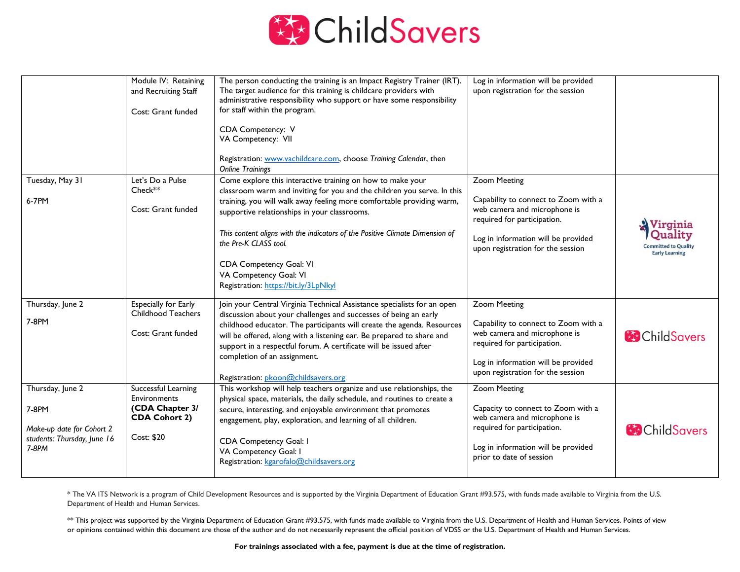| | | | | |
|---|---|---|---|---|
| | Module IV: Retaining and Recruiting Staff<br><br>Cost: Grant funded | The person conducting the training is an Impact Registry Trainer (IRT). The target audience for this training is childcare providers with administrative responsibility who support or have some responsibility for staff within the program.<br><br>CDA Competency: V<br>VA Competency: VII<br><br>Registration: www.vachildcare.com, choose *Training Calendar*, then *Online Trainings* | Log in information will be provided upon registration for the session | |
| Tuesday, May 31<br><br>6-7PM | Let's Do a Pulse Check**<br><br>Cost: Grant funded | Come explore this interactive training on how to make your classroom warm and inviting for you and the children you serve. In this training, you will walk away feeling more comfortable providing warm, supportive relationships in your classrooms.<br><br>*This content aligns with the indicators of the Positive Climate Dimension of the Pre-K CLASS tool.*<br><br>CDA Competency Goal: VI<br>VA Competency Goal: VI<br>Registration: https://bit.ly/3LpNkyl | Zoom Meeting<br><br>Capability to connect to Zoom with a web camera and microphone is required for participation.<br><br>Log in information will be provided upon registration for the session | Virginia Quality<br>Committed to Quality Early Learning |
| Thursday, June 2<br><br>7-8PM | Especially for Early Childhood Teachers<br><br>Cost: Grant funded | Join your Central Virginia Technical Assistance specialists for an open discussion about your challenges and successes of being an early childhood educator. The participants will create the agenda. Resources will be offered, along with a listening ear. Be prepared to share and support in a respectful forum. A certificate will be issued after completion of an assignment.<br><br>Registration: pkoon@childsavers.org | Zoom Meeting<br><br>Capability to connect to Zoom with a web camera and microphone is required for participation.<br><br>Log in information will be provided upon registration for the session | ChildSavers |
| Thursday, June 2<br><br>7-8PM<br><br>*Make-up date for Cohort 2 students: Thursday, June 16 7-8PM* | Successful Learning Environments **(CDA Chapter 3/ CDA Cohort 2)**<br><br>Cost: $20 | This workshop will help teachers organize and use relationships, the physical space, materials, the daily schedule, and routines to create a secure, interesting, and enjoyable environment that promotes engagement, play, exploration, and learning of all children.<br><br>CDA Competency Goal: I<br>VA Competency Goal: I<br>Registration: kgarofalo@childsavers.org | Zoom Meeting<br><br>Capacity to connect to Zoom with a web camera and microphone is required for participation.<br><br>Log in information will be provided prior to date of session | ChildSavers |

* The VA ITS Network is a program of Child Development Resources and is supported by the Virginia Department of Education Grant #93.575, with funds made available to Virginia from the U.S. Department of Health and Human Services.

** This project was supported by the Virginia Department of Education Grant #93.575, with funds made available to Virginia from the U.S. Department of Health and Human Services. Points of view or opinions contained within this document are those of the author and do not necessarily represent the official position of VDSS or the U.S. Department of Health and Human Services.

**For trainings associated with a fee, payment is due at the time of registration.**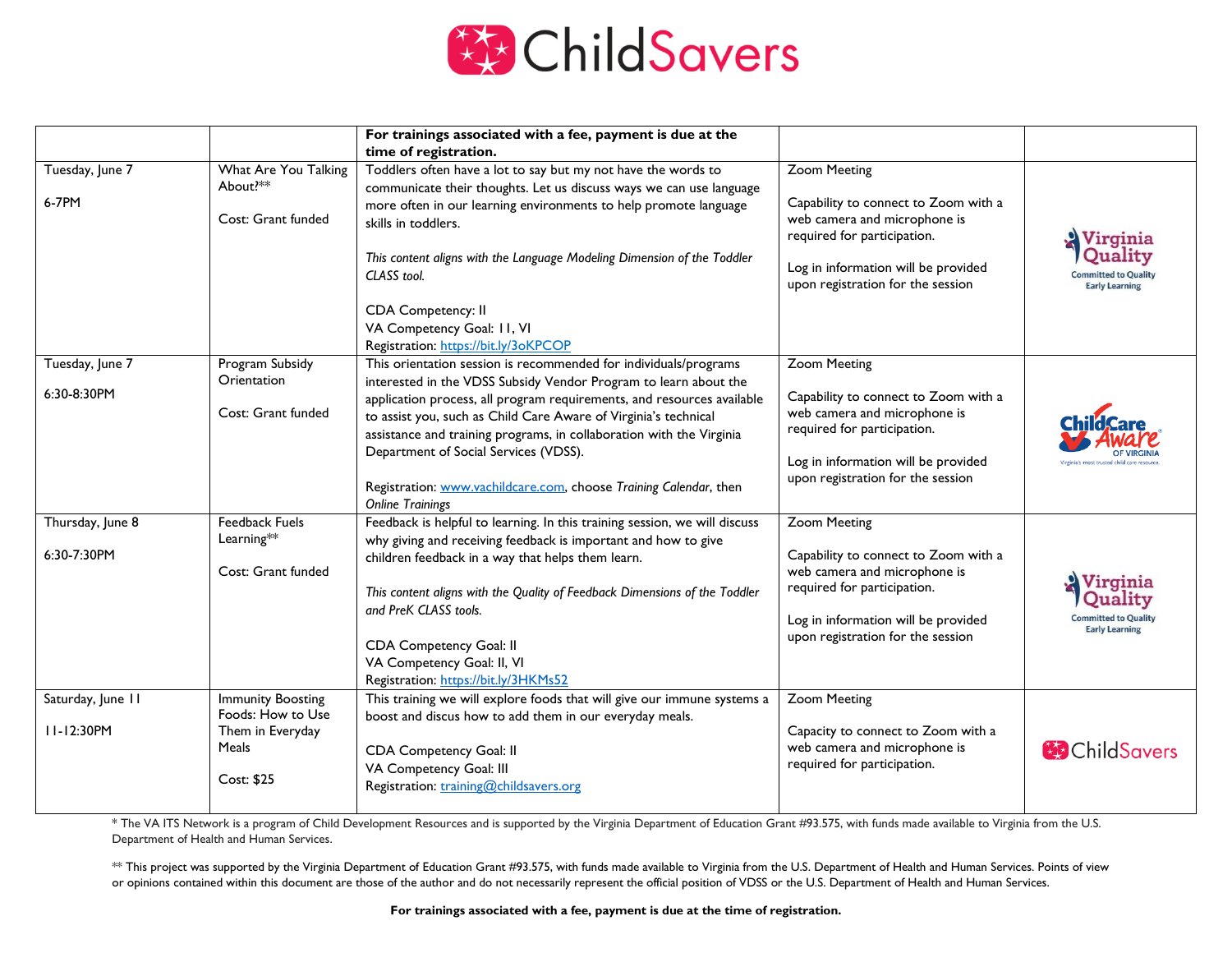ChildSavers

| | | For trainings associated with a fee, payment is due at the time of registration. | | |
|---|---|---|---|---|
| Tuesday, June 7<br><br>6-7PM | What Are You Talking About?**<br><br>Cost: Grant funded | Toddlers often have a lot to say but my not have the words to communicate their thoughts. Let us discuss ways we can use language more often in our learning environments to help promote language skills in toddlers.<br><br>*This content aligns with the Language Modeling Dimension of the Toddler CLASS tool.*<br><br>CDA Competency: II<br>VA Competency Goal: 11, VI<br>Registration: https://bit.ly/3oKPCOP | Zoom Meeting<br><br>Capability to connect to Zoom with a web camera and microphone is required for participation.<br><br>Log in information will be provided upon registration for the session | Virginia Quality – Committed to Quality Early Learning |
| Tuesday, June 7<br><br>6:30-8:30PM | Program Subsidy Orientation<br><br>Cost: Grant funded | This orientation session is recommended for individuals/programs interested in the VDSS Subsidy Vendor Program to learn about the application process, all program requirements, and resources available to assist you, such as Child Care Aware of Virginia's technical assistance and training programs, in collaboration with the Virginia Department of Social Services (VDSS).<br><br>Registration: www.vachildcare.com, choose *Training Calendar*, then *Online Trainings* | Zoom Meeting<br><br>Capability to connect to Zoom with a web camera and microphone is required for participation.<br><br>Log in information will be provided upon registration for the session | Child Care Aware of Virginia – Virginia's most trusted child care resource. |
| Thursday, June 8<br><br>6:30-7:30PM | Feedback Fuels Learning**<br><br>Cost: Grant funded | Feedback is helpful to learning. In this training session, we will discuss why giving and receiving feedback is important and how to give children feedback in a way that helps them learn.<br><br>*This content aligns with the Quality of Feedback Dimensions of the Toddler and PreK CLASS tools.*<br><br>CDA Competency Goal: II<br>VA Competency Goal: II, VI<br>Registration: https://bit.ly/3HKMs52 | Zoom Meeting<br><br>Capability to connect to Zoom with a web camera and microphone is required for participation.<br><br>Log in information will be provided upon registration for the session | Virginia Quality – Committed to Quality Early Learning |
| Saturday, June 11<br><br>11-12:30PM | Immunity Boosting Foods: How to Use Them in Everyday Meals<br><br>Cost: $25 | This training we will explore foods that will give our immune systems a boost and discus how to add them in our everyday meals.<br><br>CDA Competency Goal: II<br>VA Competency Goal: III<br>Registration: training@childsavers.org | Zoom Meeting<br><br>Capacity to connect to Zoom with a web camera and microphone is required for participation. | ChildSavers |

* The VA ITS Network is a program of Child Development Resources and is supported by the Virginia Department of Education Grant #93.575, with funds made available to Virginia from the U.S. Department of Health and Human Services.

** This project was supported by the Virginia Department of Education Grant #93.575, with funds made available to Virginia from the U.S. Department of Health and Human Services. Points of view or opinions contained within this document are those of the author and do not necessarily represent the official position of VDSS or the U.S. Department of Health and Human Services.

**For trainings associated with a fee, payment is due at the time of registration.**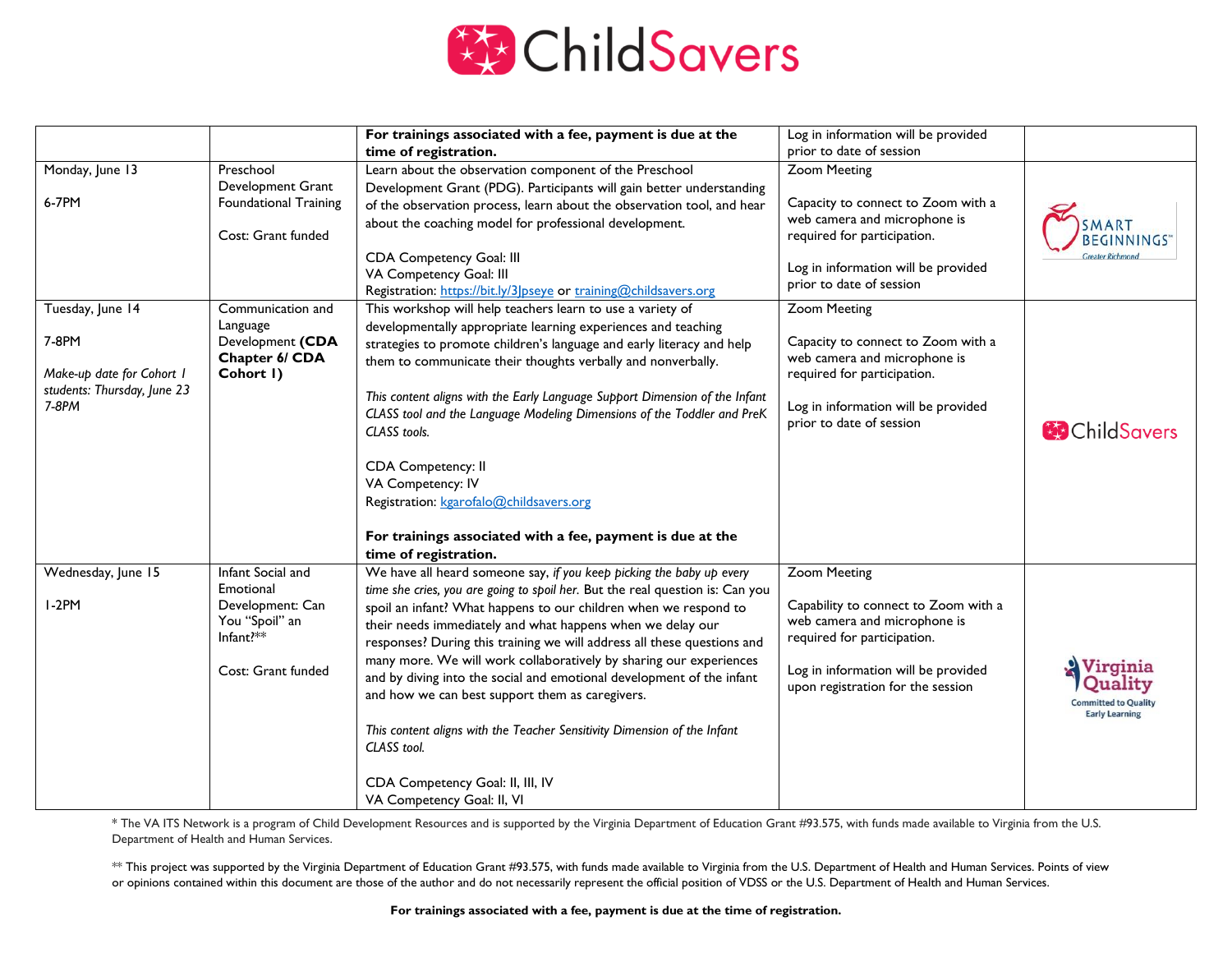# ChildSavers

| | | | | |
|---|---|---|---|---|
| | | **For trainings associated with a fee, payment is due at the time of registration.** | Log in information will be provided prior to date of session | |
| Monday, June 13<br><br>6-7PM | Preschool Development Grant Foundational Training<br><br>Cost: Grant funded | Learn about the observation component of the Preschool Development Grant (PDG). Participants will gain better understanding of the observation process, learn about the observation tool, and hear about the coaching model for professional development.<br><br>CDA Competency Goal: III<br>VA Competency Goal: III<br>Registration: https://bit.ly/3Jpseye or training@childsavers.org | Zoom Meeting<br><br>Capacity to connect to Zoom with a web camera and microphone is required for participation.<br><br>Log in information will be provided prior to date of session | SMART BEGINNINGS™ Greater Richmond |
| Tuesday, June 14<br><br>7-8PM<br><br>*Make-up date for Cohort 1 students: Thursday, June 23 7-8PM* | Communication and Language Development **(CDA Chapter 6/ CDA Cohort 1)** | This workshop will help teachers learn to use a variety of developmentally appropriate learning experiences and teaching strategies to promote children's language and early literacy and help them to communicate their thoughts verbally and nonverbally.<br><br>*This content aligns with the Early Language Support Dimension of the Infant CLASS tool and the Language Modeling Dimensions of the Toddler and PreK CLASS tools.*<br><br>CDA Competency: II<br>VA Competency: IV<br>Registration: kgarofalo@childsavers.org<br><br>**For trainings associated with a fee, payment is due at the time of registration.** | Zoom Meeting<br><br>Capacity to connect to Zoom with a web camera and microphone is required for participation.<br><br>Log in information will be provided prior to date of session | ChildSavers |
| Wednesday, June 15<br><br>1-2PM | Infant Social and Emotional Development: Can You "Spoil" an Infant?**<br><br>Cost: Grant funded | We have all heard someone say, *if you keep picking the baby up every time she cries, you are going to spoil her.* But the real question is: Can you spoil an infant? What happens to our children when we respond to their needs immediately and what happens when we delay our responses? During this training we will address all these questions and many more. We will work collaboratively by sharing our experiences and by diving into the social and emotional development of the infant and how we can best support them as caregivers.<br><br>*This content aligns with the Teacher Sensitivity Dimension of the Infant CLASS tool.*<br><br>CDA Competency Goal: II, III, IV<br>VA Competency Goal: II, VI | Zoom Meeting<br><br>Capability to connect to Zoom with a web camera and microphone is required for participation.<br><br>Log in information will be provided upon registration for the session | Virginia Quality Committed to Quality Early Learning |

\* The VA ITS Network is a program of Child Development Resources and is supported by the Virginia Department of Education Grant #93.575, with funds made available to Virginia from the U.S. Department of Health and Human Services.

\** This project was supported by the Virginia Department of Education Grant #93.575, with funds made available to Virginia from the U.S. Department of Health and Human Services. Points of view or opinions contained within this document are those of the author and do not necessarily represent the official position of VDSS or the U.S. Department of Health and Human Services.

**For trainings associated with a fee, payment is due at the time of registration.**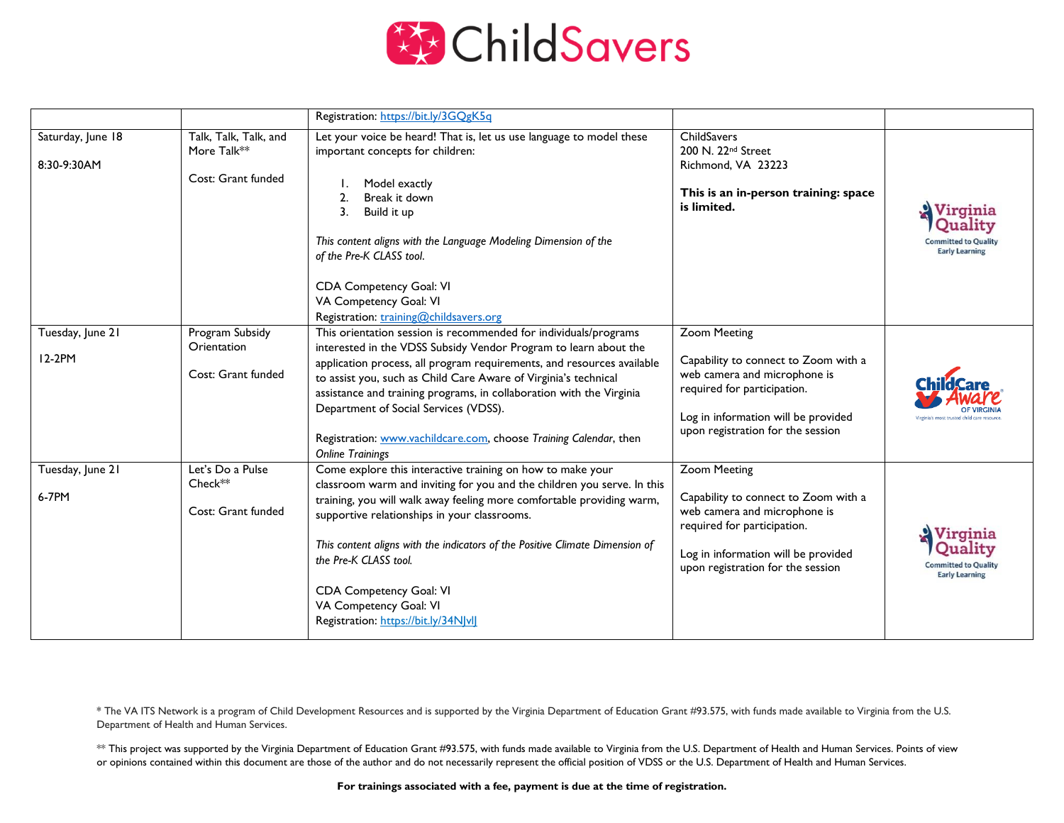# ChildSavers

| | | | | |
|---|---|---|---|---|
| | | Registration: https://bit.ly/3GQgK5q | | |
| Saturday, June 18<br><br>8:30-9:30AM | Talk, Talk, Talk, and More Talk**<br><br>Cost: Grant funded | Let your voice be heard! That is, let us use language to model these important concepts for children:<br><br>1. Model exactly<br>2. Break it down<br>3. Build it up<br><br>*This content aligns with the Language Modeling Dimension of the of the Pre-K CLASS tool.*<br><br>CDA Competency Goal: VI<br>VA Competency Goal: VI<br>Registration: training@childsavers.org | ChildSavers<br>200 N. 22nd Street<br>Richmond, VA 23223<br><br>**This is an in-person training: space is limited.** | Virginia Quality<br>Committed to Quality Early Learning |
| Tuesday, June 21<br><br>12-2PM | Program Subsidy Orientation<br><br>Cost: Grant funded | This orientation session is recommended for individuals/programs interested in the VDSS Subsidy Vendor Program to learn about the application process, all program requirements, and resources available to assist you, such as Child Care Aware of Virginia's technical assistance and training programs, in collaboration with the Virginia Department of Social Services (VDSS).<br><br>Registration: www.vachildcare.com, choose *Training Calendar*, then *Online Trainings* | Zoom Meeting<br><br>Capability to connect to Zoom with a web camera and microphone is required for participation.<br><br>Log in information will be provided upon registration for the session | ChildCare Aware of Virginia<br>Virginia's most trusted child care resource. |
| Tuesday, June 21<br><br>6-7PM | Let's Do a Pulse Check**<br><br>Cost: Grant funded | Come explore this interactive training on how to make your classroom warm and inviting for you and the children you serve. In this training, you will walk away feeling more comfortable providing warm, supportive relationships in your classrooms.<br><br>*This content aligns with the indicators of the Positive Climate Dimension of the Pre-K CLASS tool.*<br><br>CDA Competency Goal: VI<br>VA Competency Goal: VI<br>Registration: https://bit.ly/34NJvlJ | Zoom Meeting<br><br>Capability to connect to Zoom with a web camera and microphone is required for participation.<br><br>Log in information will be provided upon registration for the session | Virginia Quality<br>Committed to Quality Early Learning |

* The VA ITS Network is a program of Child Development Resources and is supported by the Virginia Department of Education Grant #93.575, with funds made available to Virginia from the U.S. Department of Health and Human Services.

** This project was supported by the Virginia Department of Education Grant #93.575, with funds made available to Virginia from the U.S. Department of Health and Human Services. Points of view or opinions contained within this document are those of the author and do not necessarily represent the official position of VDSS or the U.S. Department of Health and Human Services.

**For trainings associated with a fee, payment is due at the time of registration.**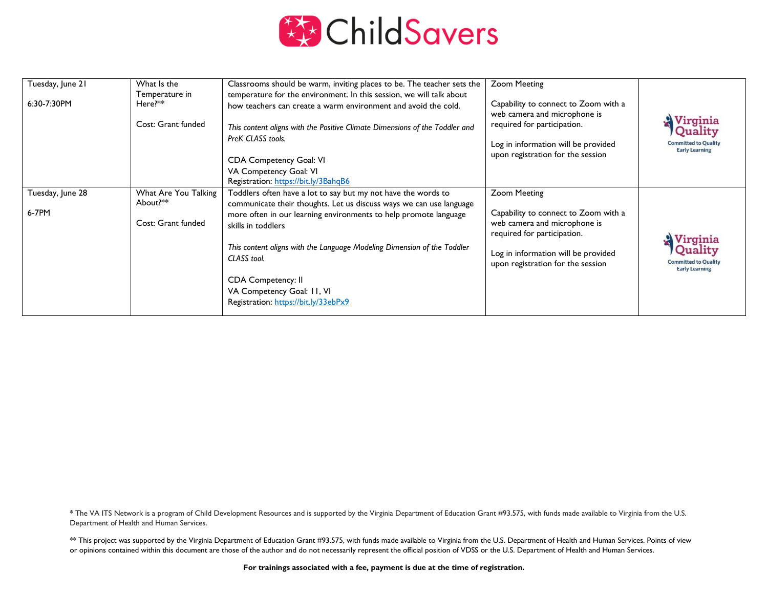# ChildSavers

| | | | | |
|---|---|---|---|---|
| Tuesday, June 21<br><br>6:30-7:30PM | What Is the Temperature in Here?**<br><br>Cost: Grant funded | Classrooms should be warm, inviting places to be. The teacher sets the temperature for the environment. In this session, we will talk about how teachers can create a warm environment and avoid the cold.<br><br>*This content aligns with the Positive Climate Dimensions of the Toddler and PreK CLASS tools.*<br><br>CDA Competency Goal: VI<br>VA Competency Goal: VI<br>Registration: https://bit.ly/3BahqB6 | Zoom Meeting<br><br>Capability to connect to Zoom with a web camera and microphone is required for participation.<br><br>Log in information will be provided upon registration for the session | Virginia Quality<br>Committed to Quality Early Learning |
| Tuesday, June 28<br><br>6-7PM | What Are You Talking About?**<br><br>Cost: Grant funded | Toddlers often have a lot to say but my not have the words to communicate their thoughts. Let us discuss ways we can use language more often in our learning environments to help promote language skills in toddlers<br><br>*This content aligns with the Language Modeling Dimension of the Toddler CLASS tool.*<br><br>CDA Competency: II<br>VA Competency Goal: 11, VI<br>Registration: https://bit.ly/33ebPx9 | Zoom Meeting<br><br>Capability to connect to Zoom with a web camera and microphone is required for participation.<br><br>Log in information will be provided upon registration for the session | Virginia Quality<br>Committed to Quality Early Learning |

* The VA ITS Network is a program of Child Development Resources and is supported by the Virginia Department of Education Grant #93.575, with funds made available to Virginia from the U.S. Department of Health and Human Services.

** This project was supported by the Virginia Department of Education Grant #93.575, with funds made available to Virginia from the U.S. Department of Health and Human Services. Points of view or opinions contained within this document are those of the author and do not necessarily represent the official position of VDSS or the U.S. Department of Health and Human Services.

**For trainings associated with a fee, payment is due at the time of registration.**